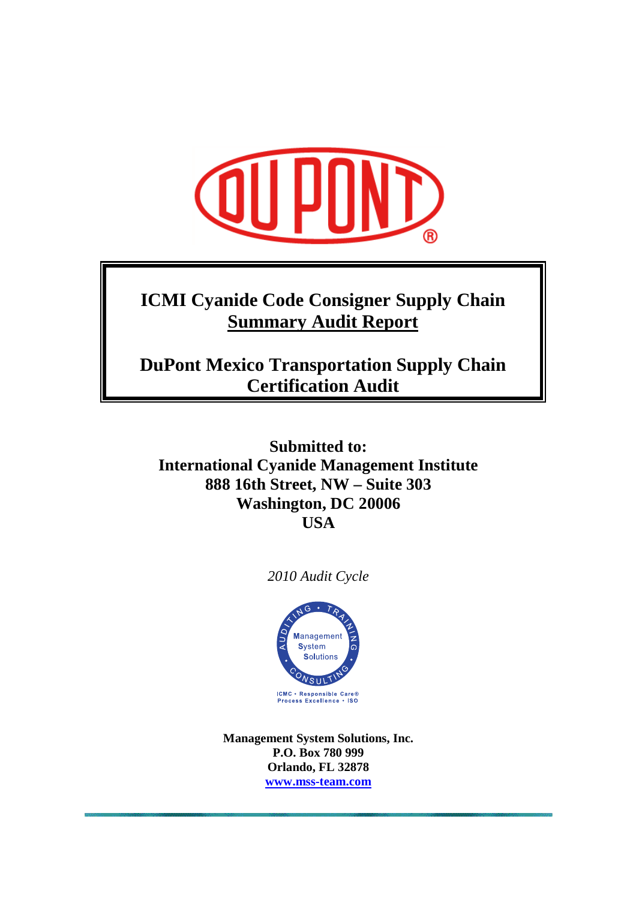# ICMI Cyanide Code Consigner Supply Chain
## Summary Audit Report

## DuPont Mexico Transportation Supply Chain Certification Audit

**Submitted to:**
**International Cyanide Management Institute**
**888 16th Street, NW – Suite 303**
**Washington, DC 20006**
**USA**

*2010 Audit Cycle*

**Management System Solutions, Inc.**
**P.O. Box 780 999**
**Orlando, FL 32878**
**www.mss-team.com**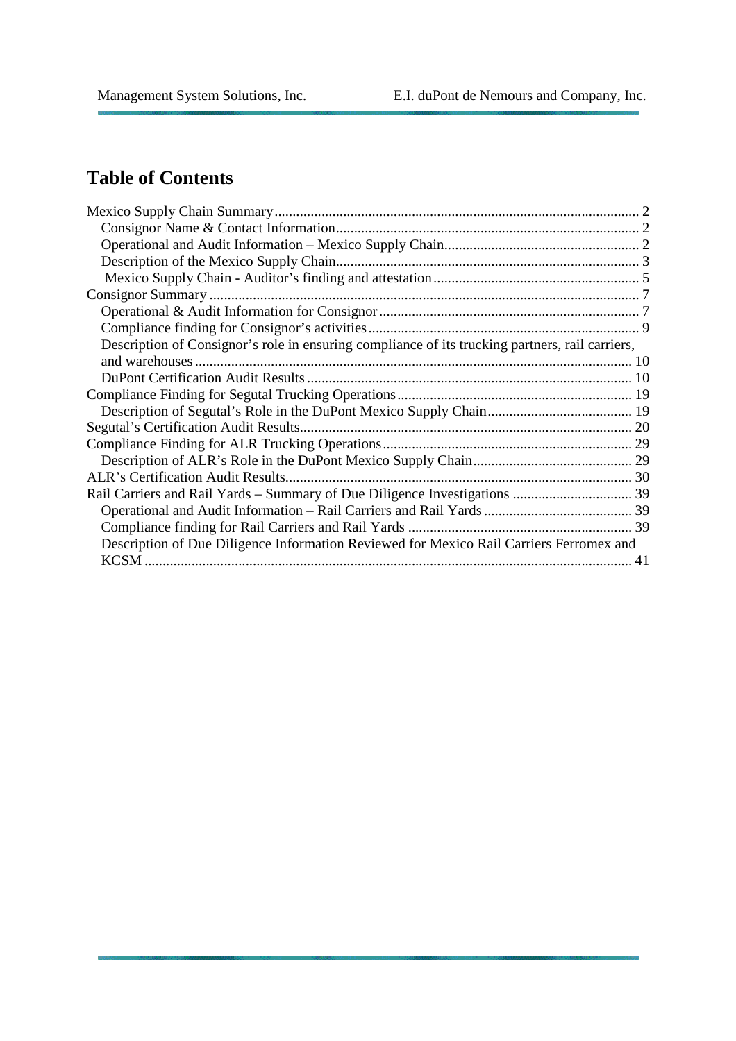# Table of Contents

Mexico Supply Chain Summary .......... 2
- Consignor Name & Contact Information .......... 2
- Operational and Audit Information – Mexico Supply Chain .......... 2
- Description of the Mexico Supply Chain .......... 3
- Mexico Supply Chain - Auditor's finding and attestation .......... 5

Consignor Summary .......... 7
- Operational & Audit Information for Consignor .......... 7
- Compliance finding for Consignor's activities .......... 9
- Description of Consignor's role in ensuring compliance of its trucking partners, rail carriers, and warehouses .......... 10
- DuPont Certification Audit Results .......... 10

Compliance Finding for Segutal Trucking Operations .......... 19
- Description of Segutal's Role in the DuPont Mexico Supply Chain .......... 19

Segutal's Certification Audit Results .......... 20

Compliance Finding for ALR Trucking Operations .......... 29
- Description of ALR's Role in the DuPont Mexico Supply Chain .......... 29

ALR's Certification Audit Results .......... 30

Rail Carriers and Rail Yards – Summary of Due Diligence Investigations .......... 39
- Operational and Audit Information – Rail Carriers and Rail Yards .......... 39
- Compliance finding for Rail Carriers and Rail Yards .......... 39
- Description of Due Diligence Information Reviewed for Mexico Rail Carriers Ferromex and KCSM .......... 41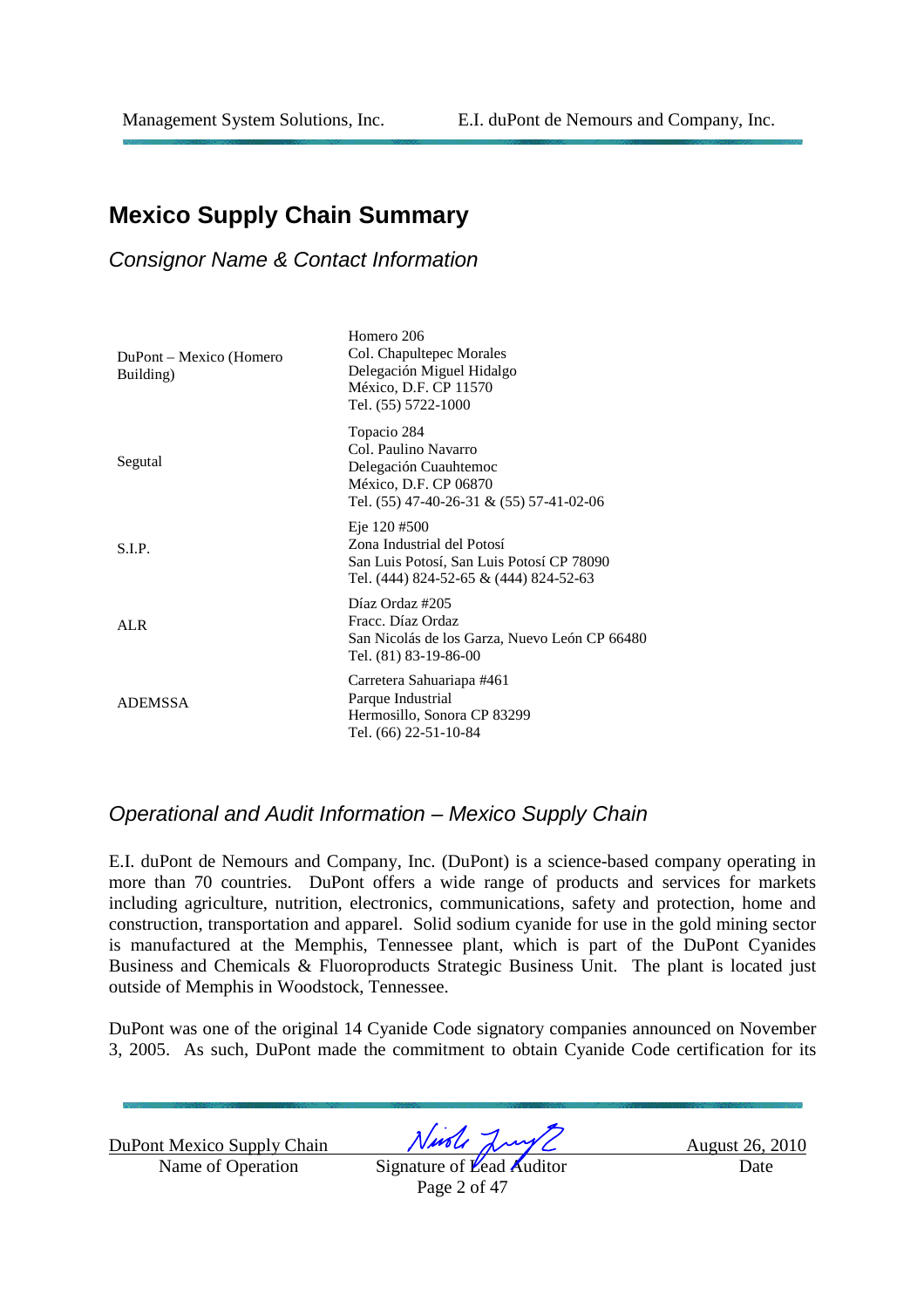# Mexico Supply Chain Summary

## *Consignor Name & Contact Information*

| | |
|---|---|
| DuPont – Mexico (Homero Building) | Homero 206<br>Col. Chapultepec Morales<br>Delegación Miguel Hidalgo<br>México, D.F. CP 11570<br>Tel. (55) 5722-1000 |
| Segutal | Topacio 284<br>Col. Paulino Navarro<br>Delegación Cuauhtemoc<br>México, D.F. CP 06870<br>Tel. (55) 47-40-26-31 & (55) 57-41-02-06 |
| S.I.P. | Eje 120 #500<br>Zona Industrial del Potosí<br>San Luis Potosí, San Luis Potosí CP 78090<br>Tel. (444) 824-52-65 & (444) 824-52-63 |
| ALR | Díaz Ordaz #205<br>Fracc. Díaz Ordaz<br>San Nicolás de los Garza, Nuevo León CP 66480<br>Tel. (81) 83-19-86-00 |
| ADEMSSA | Carretera Sahuariapa #461<br>Parque Industrial<br>Hermosillo, Sonora CP 83299<br>Tel. (66) 22-51-10-84 |

## *Operational and Audit Information – Mexico Supply Chain*

E.I. duPont de Nemours and Company, Inc. (DuPont) is a science-based company operating in more than 70 countries. DuPont offers a wide range of products and services for markets including agriculture, nutrition, electronics, communications, safety and protection, home and construction, transportation and apparel. Solid sodium cyanide for use in the gold mining sector is manufactured at the Memphis, Tennessee plant, which is part of the DuPont Cyanides Business and Chemicals & Fluoroproducts Strategic Business Unit. The plant is located just outside of Memphis in Woodstock, Tennessee.

DuPont was one of the original 14 Cyanide Code signatory companies announced on November 3, 2005. As such, DuPont made the commitment to obtain Cyanide Code certification for its

| DuPont Mexico Supply Chain | | August 26, 2010 |
|---|---|---|
| Name of Operation | Signature of Lead Auditor | Date |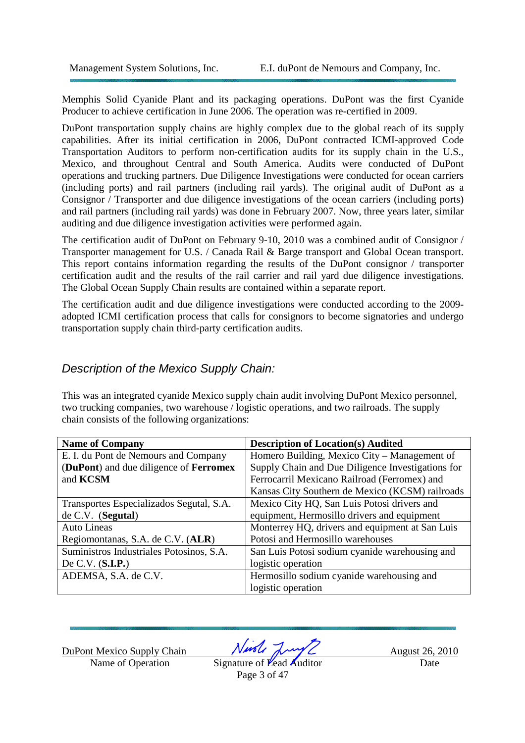Memphis Solid Cyanide Plant and its packaging operations. DuPont was the first Cyanide Producer to achieve certification in June 2006. The operation was re-certified in 2009.

DuPont transportation supply chains are highly complex due to the global reach of its supply capabilities. After its initial certification in 2006, DuPont contracted ICMI-approved Code Transportation Auditors to perform non-certification audits for its supply chain in the U.S., Mexico, and throughout Central and South America. Audits were conducted of DuPont operations and trucking partners. Due Diligence Investigations were conducted for ocean carriers (including ports) and rail partners (including rail yards). The original audit of DuPont as a Consignor / Transporter and due diligence investigations of the ocean carriers (including ports) and rail partners (including rail yards) was done in February 2007. Now, three years later, similar auditing and due diligence investigation activities were performed again.

The certification audit of DuPont on February 9-10, 2010 was a combined audit of Consignor / Transporter management for U.S. / Canada Rail & Barge transport and Global Ocean transport. This report contains information regarding the results of the DuPont consignor / transporter certification audit and the results of the rail carrier and rail yard due diligence investigations. The Global Ocean Supply Chain results are contained within a separate report.

The certification audit and due diligence investigations were conducted according to the 2009-adopted ICMI certification process that calls for consignors to become signatories and undergo transportation supply chain third-party certification audits.

## *Description of the Mexico Supply Chain:*

This was an integrated cyanide Mexico supply chain audit involving DuPont Mexico personnel, two trucking companies, two warehouse / logistic operations, and two railroads. The supply chain consists of the following organizations:

| **Name of Company** | **Description of Location(s) Audited** |
|---|---|
| E. I. du Pont de Nemours and Company (**DuPont**) and due diligence of **Ferromex** and **KCSM** | Homero Building, Mexico City – Management of Supply Chain and Due Diligence Investigations for Ferrocarril Mexicano Railroad (Ferromex) and Kansas City Southern de Mexico (KCSM) railroads |
| Transportes Especializados Segutal, S.A. de C.V. (**Segutal**) | Mexico City HQ, San Luis Potosi drivers and equipment, Hermosillo drivers and equipment |
| Auto Lineas Regiomontanas, S.A. de C.V. (**ALR**) | Monterrey HQ, drivers and equipment at San Luis Potosi and Hermosillo warehouses |
| Suministros Industriales Potosinos, S.A. De C.V. (**S.I.P.**) | San Luis Potosi sodium cyanide warehousing and logistic operation |
| ADEMSA, S.A. de C.V. | Hermosillo sodium cyanide warehousing and logistic operation |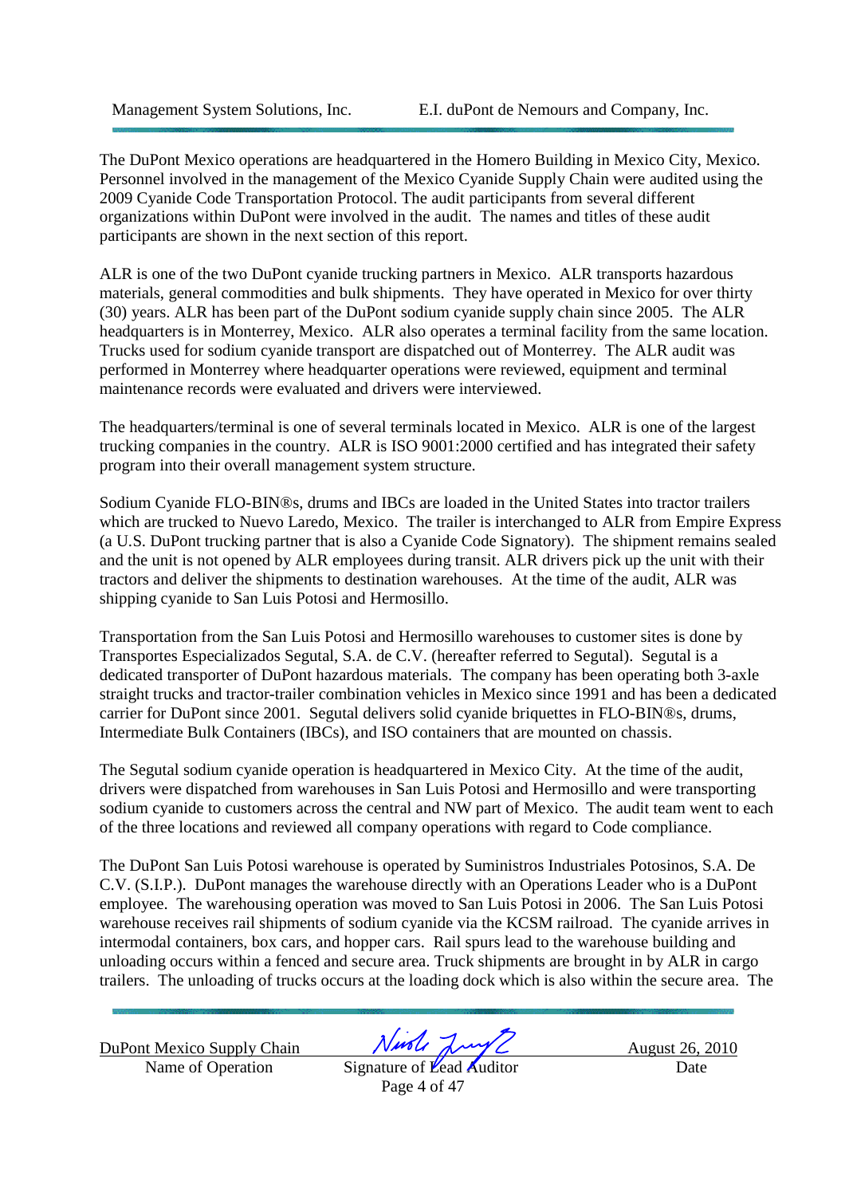The DuPont Mexico operations are headquartered in the Homero Building in Mexico City, Mexico. Personnel involved in the management of the Mexico Cyanide Supply Chain were audited using the 2009 Cyanide Code Transportation Protocol. The audit participants from several different organizations within DuPont were involved in the audit. The names and titles of these audit participants are shown in the next section of this report.

ALR is one of the two DuPont cyanide trucking partners in Mexico. ALR transports hazardous materials, general commodities and bulk shipments. They have operated in Mexico for over thirty (30) years. ALR has been part of the DuPont sodium cyanide supply chain since 2005. The ALR headquarters is in Monterrey, Mexico. ALR also operates a terminal facility from the same location. Trucks used for sodium cyanide transport are dispatched out of Monterrey. The ALR audit was performed in Monterrey where headquarter operations were reviewed, equipment and terminal maintenance records were evaluated and drivers were interviewed.

The headquarters/terminal is one of several terminals located in Mexico. ALR is one of the largest trucking companies in the country. ALR is ISO 9001:2000 certified and has integrated their safety program into their overall management system structure.

Sodium Cyanide FLO-BIN®s, drums and IBCs are loaded in the United States into tractor trailers which are trucked to Nuevo Laredo, Mexico. The trailer is interchanged to ALR from Empire Express (a U.S. DuPont trucking partner that is also a Cyanide Code Signatory). The shipment remains sealed and the unit is not opened by ALR employees during transit. ALR drivers pick up the unit with their tractors and deliver the shipments to destination warehouses. At the time of the audit, ALR was shipping cyanide to San Luis Potosi and Hermosillo.

Transportation from the San Luis Potosi and Hermosillo warehouses to customer sites is done by Transportes Especializados Segutal, S.A. de C.V. (hereafter referred to Segutal). Segutal is a dedicated transporter of DuPont hazardous materials. The company has been operating both 3-axle straight trucks and tractor-trailer combination vehicles in Mexico since 1991 and has been a dedicated carrier for DuPont since 2001. Segutal delivers solid cyanide briquettes in FLO-BIN®s, drums, Intermediate Bulk Containers (IBCs), and ISO containers that are mounted on chassis.

The Segutal sodium cyanide operation is headquartered in Mexico City. At the time of the audit, drivers were dispatched from warehouses in San Luis Potosi and Hermosillo and were transporting sodium cyanide to customers across the central and NW part of Mexico. The audit team went to each of the three locations and reviewed all company operations with regard to Code compliance.

The DuPont San Luis Potosi warehouse is operated by Suministros Industriales Potosinos, S.A. De C.V. (S.I.P.). DuPont manages the warehouse directly with an Operations Leader who is a DuPont employee. The warehousing operation was moved to San Luis Potosi in 2006. The San Luis Potosi warehouse receives rail shipments of sodium cyanide via the KCSM railroad. The cyanide arrives in intermodal containers, box cars, and hopper cars. Rail spurs lead to the warehouse building and unloading occurs within a fenced and secure area. Truck shipments are brought in by ALR in cargo trailers. The unloading of trucks occurs at the loading dock which is also within the secure area. The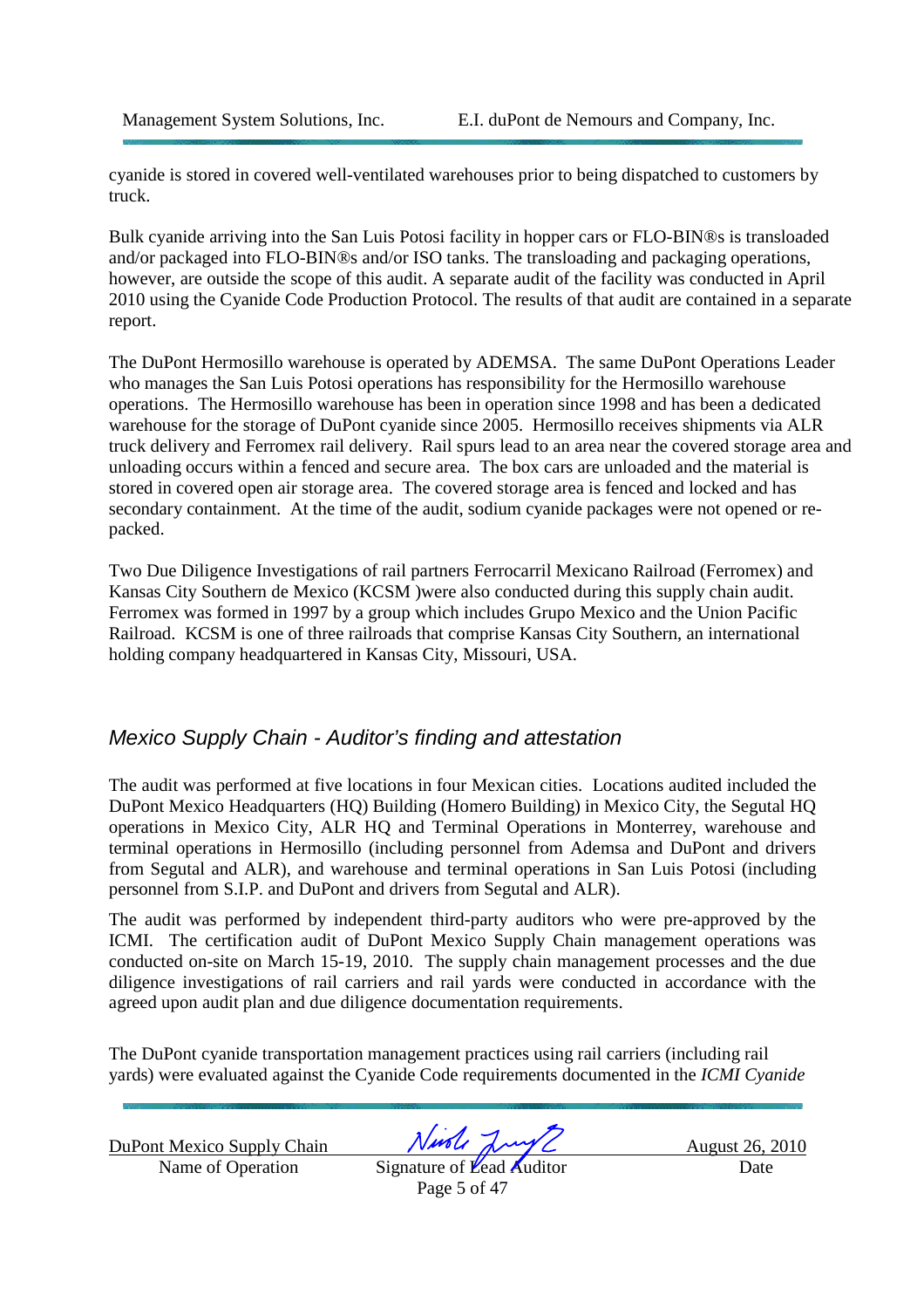cyanide is stored in covered well-ventilated warehouses prior to being dispatched to customers by truck.

Bulk cyanide arriving into the San Luis Potosi facility in hopper cars or FLO-BIN®s is transloaded and/or packaged into FLO-BIN®s and/or ISO tanks. The transloading and packaging operations, however, are outside the scope of this audit. A separate audit of the facility was conducted in April 2010 using the Cyanide Code Production Protocol. The results of that audit are contained in a separate report.

The DuPont Hermosillo warehouse is operated by ADEMSA. The same DuPont Operations Leader who manages the San Luis Potosi operations has responsibility for the Hermosillo warehouse operations. The Hermosillo warehouse has been in operation since 1998 and has been a dedicated warehouse for the storage of DuPont cyanide since 2005. Hermosillo receives shipments via ALR truck delivery and Ferromex rail delivery. Rail spurs lead to an area near the covered storage area and unloading occurs within a fenced and secure area. The box cars are unloaded and the material is stored in covered open air storage area. The covered storage area is fenced and locked and has secondary containment. At the time of the audit, sodium cyanide packages were not opened or re-packed.

Two Due Diligence Investigations of rail partners Ferrocarril Mexicano Railroad (Ferromex) and Kansas City Southern de Mexico (KCSM )were also conducted during this supply chain audit. Ferromex was formed in 1997 by a group which includes Grupo Mexico and the Union Pacific Railroad. KCSM is one of three railroads that comprise Kansas City Southern, an international holding company headquartered in Kansas City, Missouri, USA.

## *Mexico Supply Chain - Auditor's finding and attestation*

The audit was performed at five locations in four Mexican cities. Locations audited included the DuPont Mexico Headquarters (HQ) Building (Homero Building) in Mexico City, the Segutal HQ operations in Mexico City, ALR HQ and Terminal Operations in Monterrey, warehouse and terminal operations in Hermosillo (including personnel from Ademsa and DuPont and drivers from Segutal and ALR), and warehouse and terminal operations in San Luis Potosi (including personnel from S.I.P. and DuPont and drivers from Segutal and ALR).

The audit was performed by independent third-party auditors who were pre-approved by the ICMI. The certification audit of DuPont Mexico Supply Chain management operations was conducted on-site on March 15-19, 2010. The supply chain management processes and the due diligence investigations of rail carriers and rail yards were conducted in accordance with the agreed upon audit plan and due diligence documentation requirements.

The DuPont cyanide transportation management practices using rail carriers (including rail yards) were evaluated against the Cyanide Code requirements documented in the *ICMI Cyanide*

DuPont Mexico Supply Chain — Name of Operation | Signature of Lead Auditor | August 26, 2010 — Date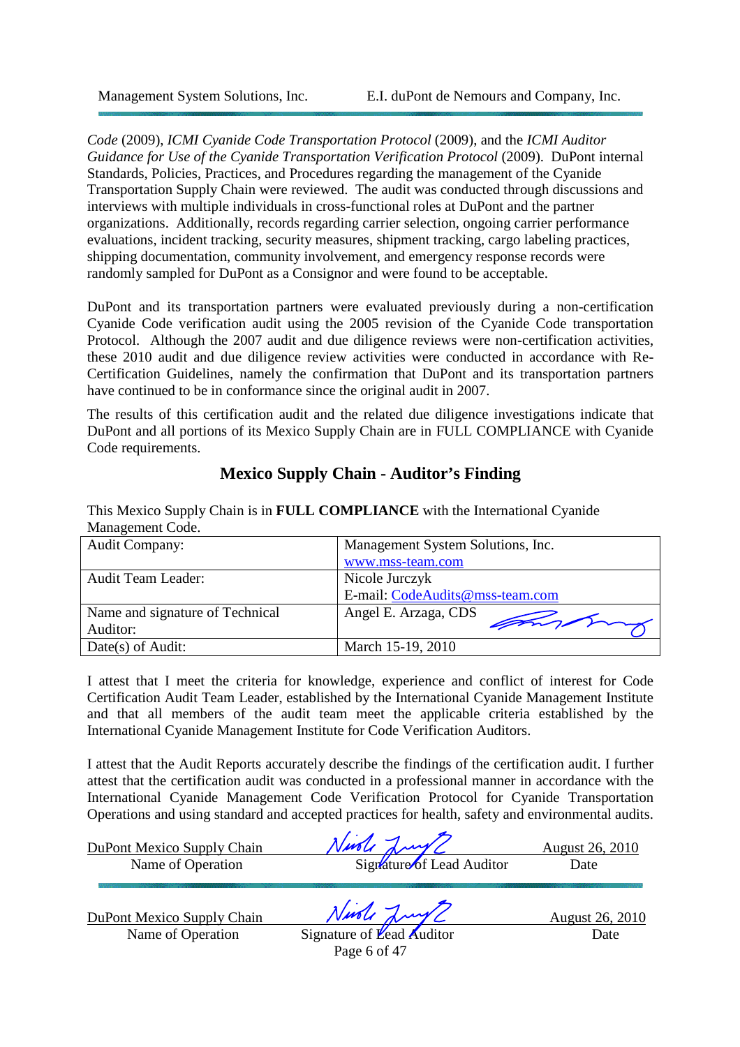*Code* (2009), *ICMI Cyanide Code Transportation Protocol* (2009), and the *ICMI Auditor Guidance for Use of the Cyanide Transportation Verification Protocol* (2009). DuPont internal Standards, Policies, Practices, and Procedures regarding the management of the Cyanide Transportation Supply Chain were reviewed. The audit was conducted through discussions and interviews with multiple individuals in cross-functional roles at DuPont and the partner organizations. Additionally, records regarding carrier selection, ongoing carrier performance evaluations, incident tracking, security measures, shipment tracking, cargo labeling practices, shipping documentation, community involvement, and emergency response records were randomly sampled for DuPont as a Consignor and were found to be acceptable.

DuPont and its transportation partners were evaluated previously during a non-certification Cyanide Code verification audit using the 2005 revision of the Cyanide Code transportation Protocol. Although the 2007 audit and due diligence reviews were non-certification activities, these 2010 audit and due diligence review activities were conducted in accordance with Re-Certification Guidelines, namely the confirmation that DuPont and its transportation partners have continued to be in conformance since the original audit in 2007.

The results of this certification audit and the related due diligence investigations indicate that DuPont and all portions of its Mexico Supply Chain are in FULL COMPLIANCE with Cyanide Code requirements.

## Mexico Supply Chain - Auditor's Finding

This Mexico Supply Chain is in **FULL COMPLIANCE** with the International Cyanide Management Code.

| | |
|---|---|
| Audit Company: | Management System Solutions, Inc. www.mss-team.com |
| Audit Team Leader: | Nicole Jurczyk E-mail: CodeAudits@mss-team.com |
| Name and signature of Technical Auditor: | Angel E. Arzaga, CDS |
| Date(s) of Audit: | March 15-19, 2010 |

I attest that I meet the criteria for knowledge, experience and conflict of interest for Code Certification Audit Team Leader, established by the International Cyanide Management Institute and that all members of the audit team meet the applicable criteria established by the International Cyanide Management Institute for Code Verification Auditors.

I attest that the Audit Reports accurately describe the findings of the certification audit. I further attest that the certification audit was conducted in a professional manner in accordance with the International Cyanide Management Code Verification Protocol for Cyanide Transportation Operations and using standard and accepted practices for health, safety and environmental audits.

| | | |
|---|---|---|
| DuPont Mexico Supply Chain | | August 26, 2010 |
| Name of Operation | Signature of Lead Auditor | Date |

| | | |
|---|---|---|
| DuPont Mexico Supply Chain | | August 26, 2010 |
| Name of Operation | Signature of Lead Auditor | Date |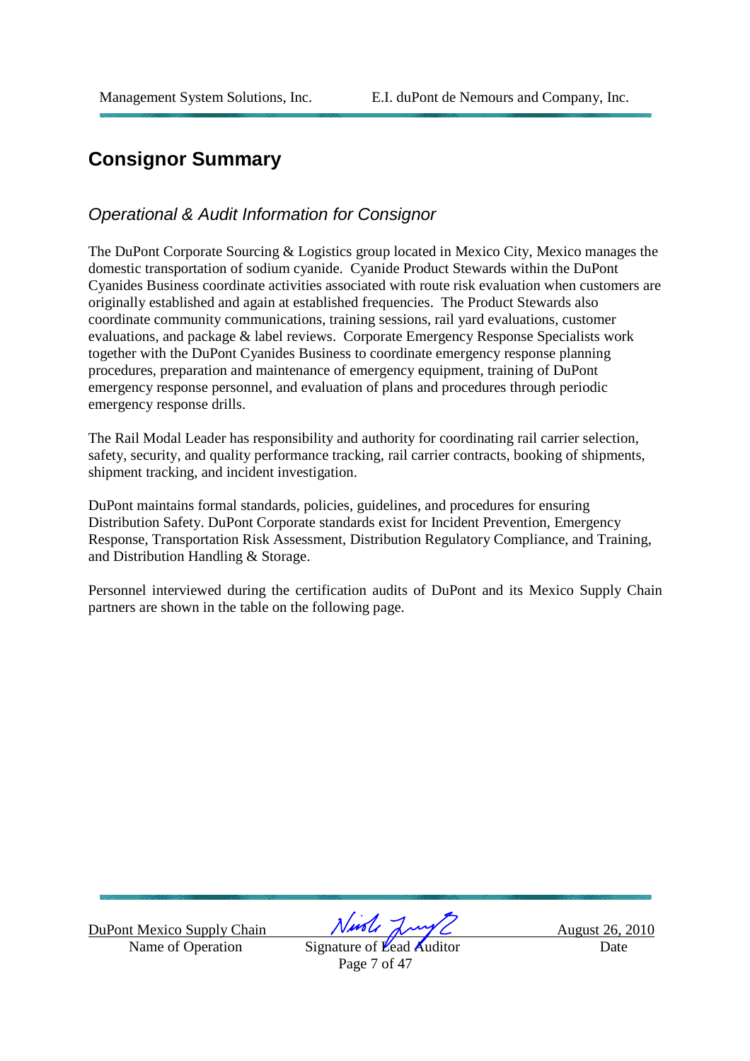## Consignor Summary

### *Operational & Audit Information for Consignor*

The DuPont Corporate Sourcing & Logistics group located in Mexico City, Mexico manages the domestic transportation of sodium cyanide. Cyanide Product Stewards within the DuPont Cyanides Business coordinate activities associated with route risk evaluation when customers are originally established and again at established frequencies. The Product Stewards also coordinate community communications, training sessions, rail yard evaluations, customer evaluations, and package & label reviews. Corporate Emergency Response Specialists work together with the DuPont Cyanides Business to coordinate emergency response planning procedures, preparation and maintenance of emergency equipment, training of DuPont emergency response personnel, and evaluation of plans and procedures through periodic emergency response drills.

The Rail Modal Leader has responsibility and authority for coordinating rail carrier selection, safety, security, and quality performance tracking, rail carrier contracts, booking of shipments, shipment tracking, and incident investigation.

DuPont maintains formal standards, policies, guidelines, and procedures for ensuring Distribution Safety. DuPont Corporate standards exist for Incident Prevention, Emergency Response, Transportation Risk Assessment, Distribution Regulatory Compliance, and Training, and Distribution Handling & Storage.

Personnel interviewed during the certification audits of DuPont and its Mexico Supply Chain partners are shown in the table on the following page.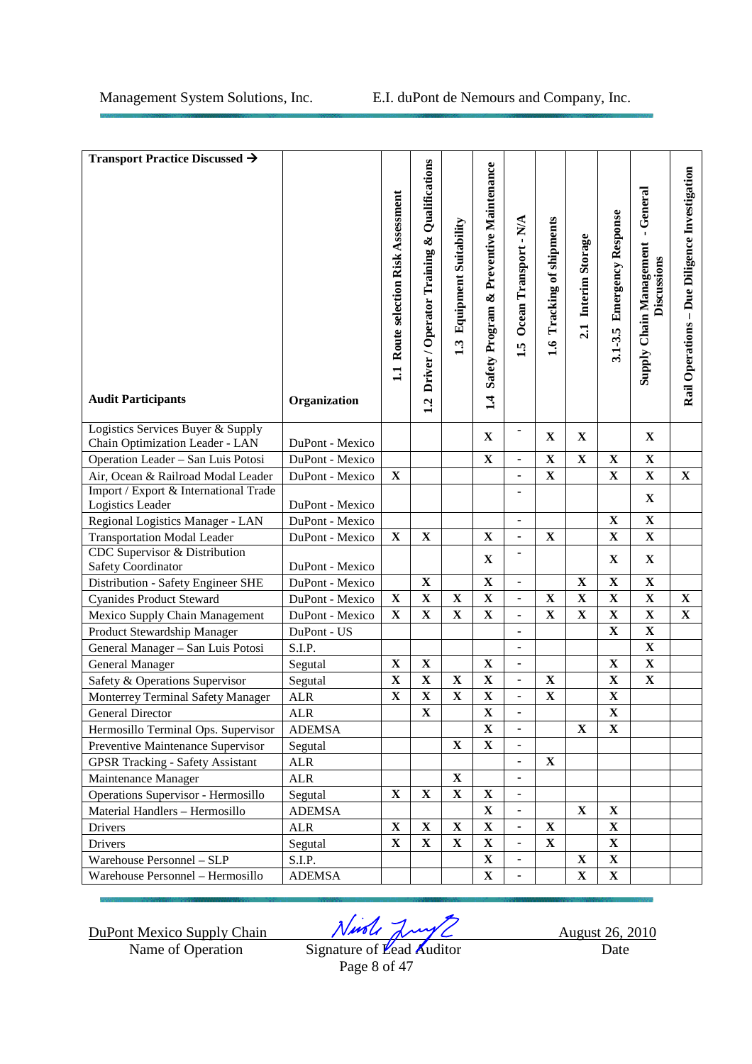| Audit Participants | Organization | 1.1 Route selection Risk Assessment | 1.2 Driver / Operator Training & Qualifications | 1.3 Equipment Suitability | 1.4 Safety Program & Preventive Maintenance | 1.5 Ocean Transport - N/A | 1.6 Tracking of shipments | 2.1 Interim Storage | 3.1-3.5 Emergency Response | Supply Chain Management - General Discussions | Rail Operations – Due Diligence Investigation |
|---|---|---|---|---|---|---|---|---|---|---|---|
| **Transport Practice Discussed →** | | | | | | | | | | | |
| Logistics Services Buyer & Supply Chain Optimization Leader - LAN | DuPont - Mexico | | | | **X** | - | **X** | **X** | | **X** | |
| Operation Leader – San Luis Potosi | DuPont - Mexico | | | | **X** | - | **X** | **X** | **X** | **X** | |
| Air, Ocean & Railroad Modal Leader | DuPont - Mexico | **X** | | | | - | **X** | | **X** | **X** | **X** |
| Import / Export & International Trade Logistics Leader | DuPont - Mexico | | | | | - | | | | **X** | |
| Regional Logistics Manager - LAN | DuPont - Mexico | | | | | - | | | **X** | **X** | |
| Transportation Modal Leader | DuPont - Mexico | **X** | **X** | | **X** | - | **X** | | **X** | **X** | |
| CDC Supervisor & Distribution Safety Coordinator | DuPont - Mexico | | | | **X** | - | | | **X** | **X** | |
| Distribution - Safety Engineer SHE | DuPont - Mexico | | **X** | | **X** | - | | **X** | **X** | **X** | |
| Cyanides Product Steward | DuPont - Mexico | **X** | **X** | **X** | **X** | - | **X** | **X** | **X** | **X** | **X** |
| Mexico Supply Chain Management | DuPont - Mexico | **X** | **X** | **X** | **X** | - | **X** | **X** | **X** | **X** | **X** |
| Product Stewardship Manager | DuPont - US | | | | | - | | | **X** | **X** | |
| General Manager – San Luis Potosi | S.I.P. | | | | | - | | | | **X** | |
| General Manager | Segutal | **X** | **X** | | **X** | - | | | **X** | **X** | |
| Safety & Operations Supervisor | Segutal | **X** | **X** | **X** | **X** | - | **X** | | **X** | **X** | |
| Monterrey Terminal Safety Manager | ALR | **X** | **X** | **X** | **X** | - | **X** | | **X** | | |
| General Director | ALR | | **X** | | **X** | - | | | **X** | | |
| Hermosillo Terminal Ops. Supervisor | ADEMSA | | | | **X** | - | | **X** | **X** | | |
| Preventive Maintenance Supervisor | Segutal | | | **X** | **X** | - | | | | | |
| GPSR Tracking - Safety Assistant | ALR | | | | | - | **X** | | | | |
| Maintenance Manager | ALR | | | **X** | | - | | | | | |
| Operations Supervisor - Hermosillo | Segutal | **X** | **X** | **X** | **X** | - | | | | | |
| Material Handlers – Hermosillo | ADEMSA | | | | **X** | - | | **X** | **X** | | |
| Drivers | ALR | **X** | **X** | **X** | **X** | - | **X** | | **X** | | |
| Drivers | Segutal | **X** | **X** | **X** | **X** | - | **X** | | **X** | | |
| Warehouse Personnel – SLP | S.I.P. | | | | **X** | - | | **X** | **X** | | |
| Warehouse Personnel – Hermosillo | ADEMSA | | | | **X** | - | | **X** | **X** | | |

DuPont Mexico Supply Chain
Name of Operation

Signature of Lead Auditor

August 26, 2010
Date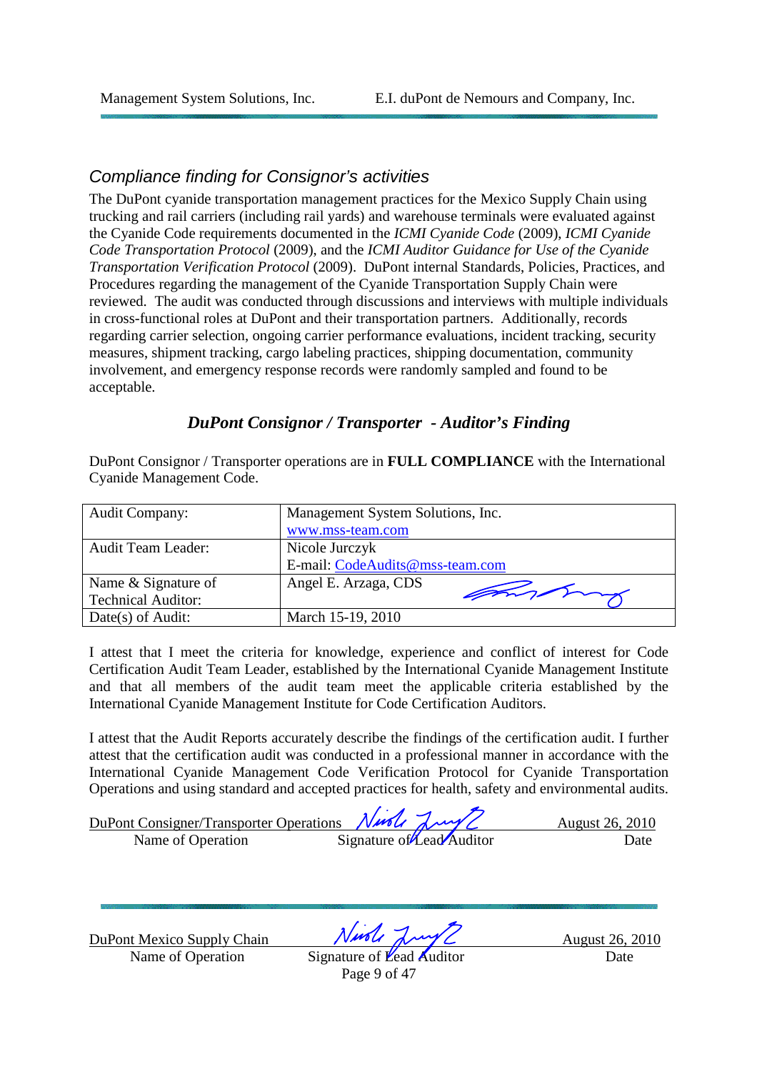## Compliance finding for Consignor's activities

The DuPont cyanide transportation management practices for the Mexico Supply Chain using trucking and rail carriers (including rail yards) and warehouse terminals were evaluated against the Cyanide Code requirements documented in the *ICMI Cyanide Code* (2009), *ICMI Cyanide Code Transportation Protocol* (2009), and the *ICMI Auditor Guidance for Use of the Cyanide Transportation Verification Protocol* (2009). DuPont internal Standards, Policies, Practices, and Procedures regarding the management of the Cyanide Transportation Supply Chain were reviewed. The audit was conducted through discussions and interviews with multiple individuals in cross-functional roles at DuPont and their transportation partners. Additionally, records regarding carrier selection, ongoing carrier performance evaluations, incident tracking, security measures, shipment tracking, cargo labeling practices, shipping documentation, community involvement, and emergency response records were randomly sampled and found to be acceptable.

### *DuPont Consignor / Transporter - Auditor's Finding*

DuPont Consignor / Transporter operations are in **FULL COMPLIANCE** with the International Cyanide Management Code.

| | |
|---|---|
| Audit Company: | Management System Solutions, Inc.<br>www.mss-team.com |
| Audit Team Leader: | Nicole Jurczyk<br>E-mail: CodeAudits@mss-team.com |
| Name & Signature of Technical Auditor: | Angel E. Arzaga, CDS |
| Date(s) of Audit: | March 15-19, 2010 |

I attest that I meet the criteria for knowledge, experience and conflict of interest for Code Certification Audit Team Leader, established by the International Cyanide Management Institute and that all members of the audit team meet the applicable criteria established by the International Cyanide Management Institute for Code Certification Auditors.

I attest that the Audit Reports accurately describe the findings of the certification audit. I further attest that the certification audit was conducted in a professional manner in accordance with the International Cyanide Management Code Verification Protocol for Cyanide Transportation Operations and using standard and accepted practices for health, safety and environmental audits.

| | | |
|---|---|---|
| DuPont Consigner/Transporter Operations | | August 26, 2010 |
| Name of Operation | Signature of Lead Auditor | Date |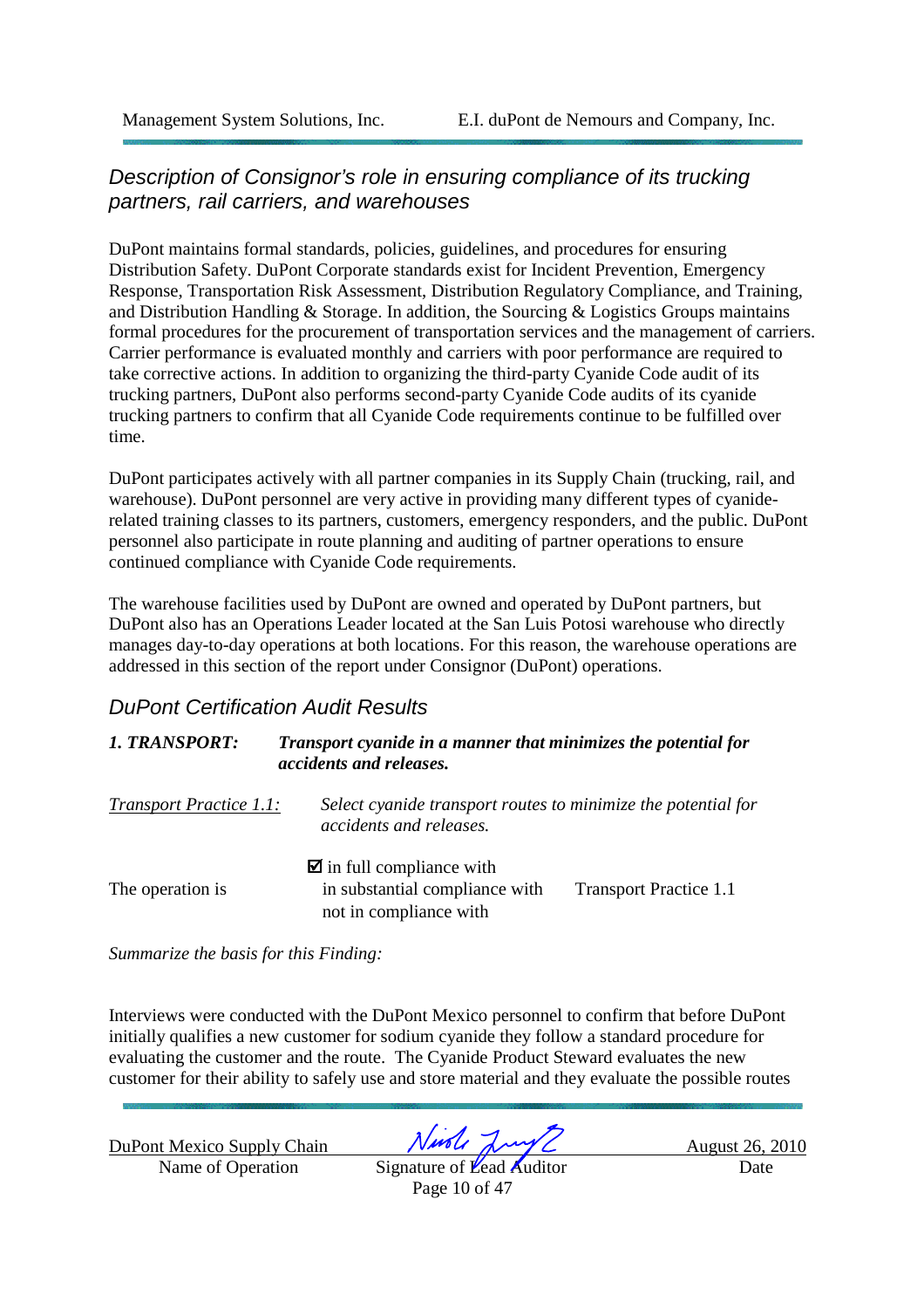## Description of Consignor's role in ensuring compliance of its trucking partners, rail carriers, and warehouses

DuPont maintains formal standards, policies, guidelines, and procedures for ensuring Distribution Safety. DuPont Corporate standards exist for Incident Prevention, Emergency Response, Transportation Risk Assessment, Distribution Regulatory Compliance, and Training, and Distribution Handling & Storage. In addition, the Sourcing & Logistics Groups maintains formal procedures for the procurement of transportation services and the management of carriers. Carrier performance is evaluated monthly and carriers with poor performance are required to take corrective actions. In addition to organizing the third-party Cyanide Code audit of its trucking partners, DuPont also performs second-party Cyanide Code audits of its cyanide trucking partners to confirm that all Cyanide Code requirements continue to be fulfilled over time.

DuPont participates actively with all partner companies in its Supply Chain (trucking, rail, and warehouse). DuPont personnel are very active in providing many different types of cyanide-related training classes to its partners, customers, emergency responders, and the public. DuPont personnel also participate in route planning and auditing of partner operations to ensure continued compliance with Cyanide Code requirements.

The warehouse facilities used by DuPont are owned and operated by DuPont partners, but DuPont also has an Operations Leader located at the San Luis Potosi warehouse who directly manages day-to-day operations at both locations. For this reason, the warehouse operations are addressed in this section of the report under Consignor (DuPont) operations.

## DuPont Certification Audit Results

**1. TRANSPORT:** ***Transport cyanide in a manner that minimizes the potential for accidents and releases.***

*Transport Practice 1.1:* *Select cyanide transport routes to minimize the potential for accidents and releases.*

The operation is

☑ in full compliance with
in substantial compliance with
not in compliance with

Transport Practice 1.1

*Summarize the basis for this Finding:*

Interviews were conducted with the DuPont Mexico personnel to confirm that before DuPont initially qualifies a new customer for sodium cyanide they follow a standard procedure for evaluating the customer and the route. The Cyanide Product Steward evaluates the new customer for their ability to safely use and store material and they evaluate the possible routes

DuPont Mexico Supply Chain
Name of Operation

Signature of Lead Auditor

August 26, 2010
Date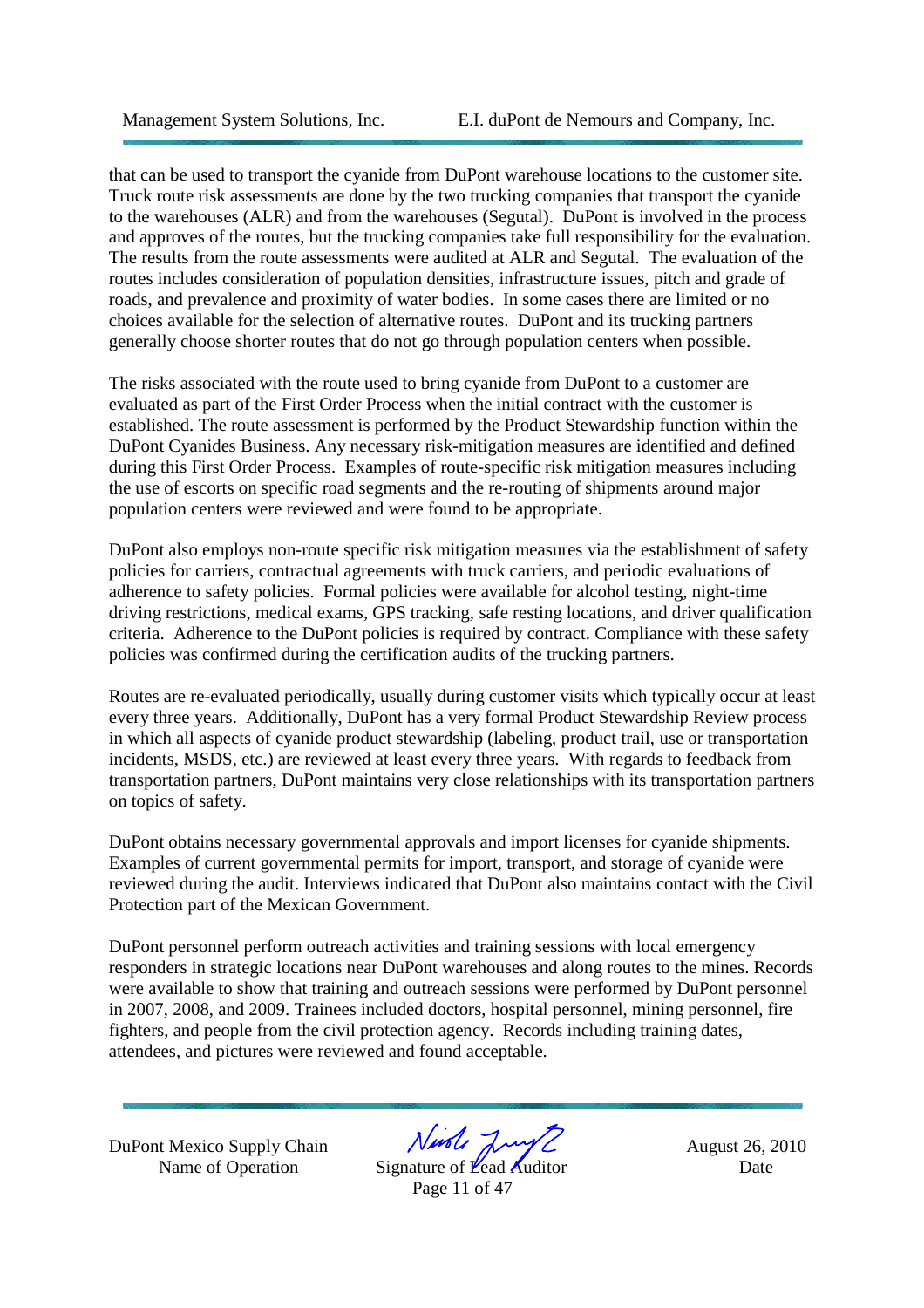that can be used to transport the cyanide from DuPont warehouse locations to the customer site. Truck route risk assessments are done by the two trucking companies that transport the cyanide to the warehouses (ALR) and from the warehouses (Segutal). DuPont is involved in the process and approves of the routes, but the trucking companies take full responsibility for the evaluation. The results from the route assessments were audited at ALR and Segutal. The evaluation of the routes includes consideration of population densities, infrastructure issues, pitch and grade of roads, and prevalence and proximity of water bodies. In some cases there are limited or no choices available for the selection of alternative routes. DuPont and its trucking partners generally choose shorter routes that do not go through population centers when possible.

The risks associated with the route used to bring cyanide from DuPont to a customer are evaluated as part of the First Order Process when the initial contract with the customer is established. The route assessment is performed by the Product Stewardship function within the DuPont Cyanides Business. Any necessary risk-mitigation measures are identified and defined during this First Order Process. Examples of route-specific risk mitigation measures including the use of escorts on specific road segments and the re-routing of shipments around major population centers were reviewed and were found to be appropriate.

DuPont also employs non-route specific risk mitigation measures via the establishment of safety policies for carriers, contractual agreements with truck carriers, and periodic evaluations of adherence to safety policies. Formal policies were available for alcohol testing, night-time driving restrictions, medical exams, GPS tracking, safe resting locations, and driver qualification criteria. Adherence to the DuPont policies is required by contract. Compliance with these safety policies was confirmed during the certification audits of the trucking partners.

Routes are re-evaluated periodically, usually during customer visits which typically occur at least every three years. Additionally, DuPont has a very formal Product Stewardship Review process in which all aspects of cyanide product stewardship (labeling, product trail, use or transportation incidents, MSDS, etc.) are reviewed at least every three years. With regards to feedback from transportation partners, DuPont maintains very close relationships with its transportation partners on topics of safety.

DuPont obtains necessary governmental approvals and import licenses for cyanide shipments. Examples of current governmental permits for import, transport, and storage of cyanide were reviewed during the audit. Interviews indicated that DuPont also maintains contact with the Civil Protection part of the Mexican Government.

DuPont personnel perform outreach activities and training sessions with local emergency responders in strategic locations near DuPont warehouses and along routes to the mines. Records were available to show that training and outreach sessions were performed by DuPont personnel in 2007, 2008, and 2009. Trainees included doctors, hospital personnel, mining personnel, fire fighters, and people from the civil protection agency. Records including training dates, attendees, and pictures were reviewed and found acceptable.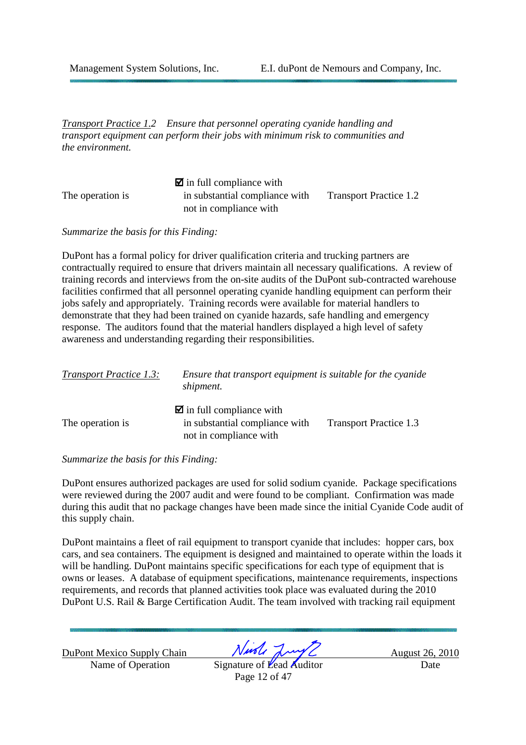*Transport Practice 1.2* *Ensure that personnel operating cyanide handling and transport equipment can perform their jobs with minimum risk to communities and the environment.*

The operation is

☑ in full compliance with
in substantial compliance with
not in compliance with

Transport Practice 1.2

*Summarize the basis for this Finding:*

DuPont has a formal policy for driver qualification criteria and trucking partners are contractually required to ensure that drivers maintain all necessary qualifications. A review of training records and interviews from the on-site audits of the DuPont sub-contracted warehouse facilities confirmed that all personnel operating cyanide handling equipment can perform their jobs safely and appropriately. Training records were available for material handlers to demonstrate that they had been trained on cyanide hazards, safe handling and emergency response. The auditors found that the material handlers displayed a high level of safety awareness and understanding regarding their responsibilities.

*Transport Practice 1.3:* *Ensure that transport equipment is suitable for the cyanide shipment.*

The operation is

☑ in full compliance with
in substantial compliance with
not in compliance with

Transport Practice 1.3

*Summarize the basis for this Finding:*

DuPont ensures authorized packages are used for solid sodium cyanide. Package specifications were reviewed during the 2007 audit and were found to be compliant. Confirmation was made during this audit that no package changes have been made since the initial Cyanide Code audit of this supply chain.

DuPont maintains a fleet of rail equipment to transport cyanide that includes: hopper cars, box cars, and sea containers. The equipment is designed and maintained to operate within the loads it will be handling. DuPont maintains specific specifications for each type of equipment that is owns or leases. A database of equipment specifications, maintenance requirements, inspections requirements, and records that planned activities took place was evaluated during the 2010 DuPont U.S. Rail & Barge Certification Audit. The team involved with tracking rail equipment

DuPont Mexico Supply Chain | Signature of Lead Auditor | August 26, 2010
Name of Operation | | Date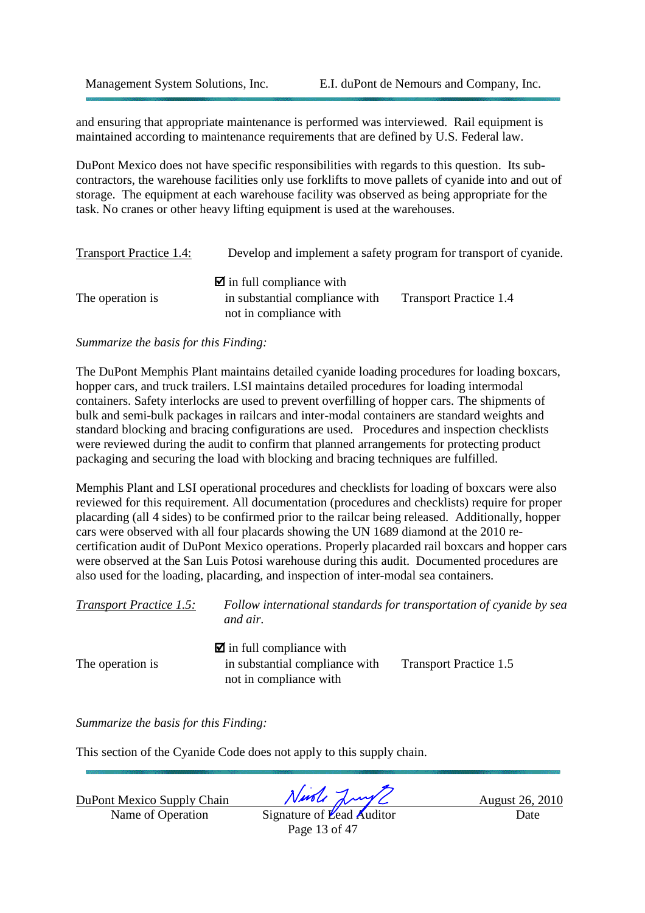and ensuring that appropriate maintenance is performed was interviewed. Rail equipment is maintained according to maintenance requirements that are defined by U.S. Federal law.

DuPont Mexico does not have specific responsibilities with regards to this question. Its sub-contractors, the warehouse facilities only use forklifts to move pallets of cyanide into and out of storage. The equipment at each warehouse facility was observed as being appropriate for the task. No cranes or other heavy lifting equipment is used at the warehouses.

<u>Transport Practice 1.4:</u> Develop and implement a safety program for transport of cyanide.

| | | |
|---|---|---|
| | ☑ in full compliance with | |
| The operation is | in substantial compliance with | Transport Practice 1.4 |
| | not in compliance with | |

*Summarize the basis for this Finding:*

The DuPont Memphis Plant maintains detailed cyanide loading procedures for loading boxcars, hopper cars, and truck trailers. LSI maintains detailed procedures for loading intermodal containers. Safety interlocks are used to prevent overfilling of hopper cars. The shipments of bulk and semi-bulk packages in railcars and inter-modal containers are standard weights and standard blocking and bracing configurations are used. Procedures and inspection checklists were reviewed during the audit to confirm that planned arrangements for protecting product packaging and securing the load with blocking and bracing techniques are fulfilled.

Memphis Plant and LSI operational procedures and checklists for loading of boxcars were also reviewed for this requirement. All documentation (procedures and checklists) require for proper placarding (all 4 sides) to be confirmed prior to the railcar being released. Additionally, hopper cars were observed with all four placards showing the UN 1689 diamond at the 2010 re-certification audit of DuPont Mexico operations. Properly placarded rail boxcars and hopper cars were observed at the San Luis Potosi warehouse during this audit. Documented procedures are also used for the loading, placarding, and inspection of inter-modal sea containers.

*<u>Transport Practice 1.5:</u>* *Follow international standards for transportation of cyanide by sea and air.*

| | | |
|---|---|---|
| | ☑ in full compliance with | |
| The operation is | in substantial compliance with | Transport Practice 1.5 |
| | not in compliance with | |

*Summarize the basis for this Finding:*

This section of the Cyanide Code does not apply to this supply chain.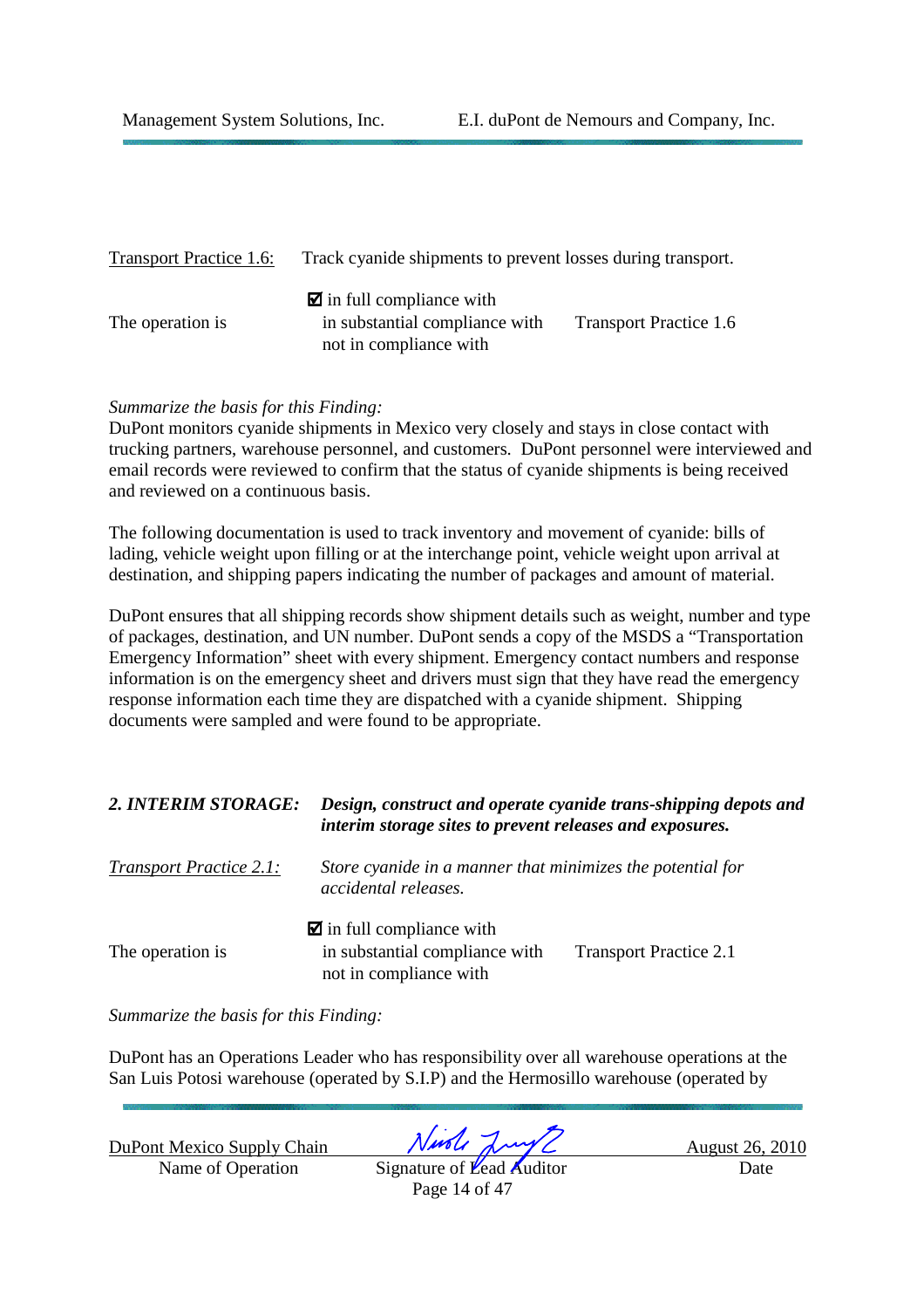Transport Practice 1.6: Track cyanide shipments to prevent losses during transport.

The operation is

☑ in full compliance with
in substantial compliance with
not in compliance with

Transport Practice 1.6

*Summarize the basis for this Finding:*

DuPont monitors cyanide shipments in Mexico very closely and stays in close contact with trucking partners, warehouse personnel, and customers. DuPont personnel were interviewed and email records were reviewed to confirm that the status of cyanide shipments is being received and reviewed on a continuous basis.

The following documentation is used to track inventory and movement of cyanide: bills of lading, vehicle weight upon filling or at the interchange point, vehicle weight upon arrival at destination, and shipping papers indicating the number of packages and amount of material.

DuPont ensures that all shipping records show shipment details such as weight, number and type of packages, destination, and UN number. DuPont sends a copy of the MSDS a "Transportation Emergency Information" sheet with every shipment. Emergency contact numbers and response information is on the emergency sheet and drivers must sign that they have read the emergency response information each time they are dispatched with a cyanide shipment. Shipping documents were sampled and were found to be appropriate.

***2. INTERIM STORAGE:*** ***Design, construct and operate cyanide trans-shipping depots and interim storage sites to prevent releases and exposures.***

*Transport Practice 2.1:* *Store cyanide in a manner that minimizes the potential for accidental releases.*

The operation is

☑ in full compliance with
in substantial compliance with
not in compliance with

Transport Practice 2.1

*Summarize the basis for this Finding:*

DuPont has an Operations Leader who has responsibility over all warehouse operations at the San Luis Potosi warehouse (operated by S.I.P) and the Hermosillo warehouse (operated by

DuPont Mexico Supply Chain
Name of Operation

Signature of Lead Auditor

August 26, 2010
Date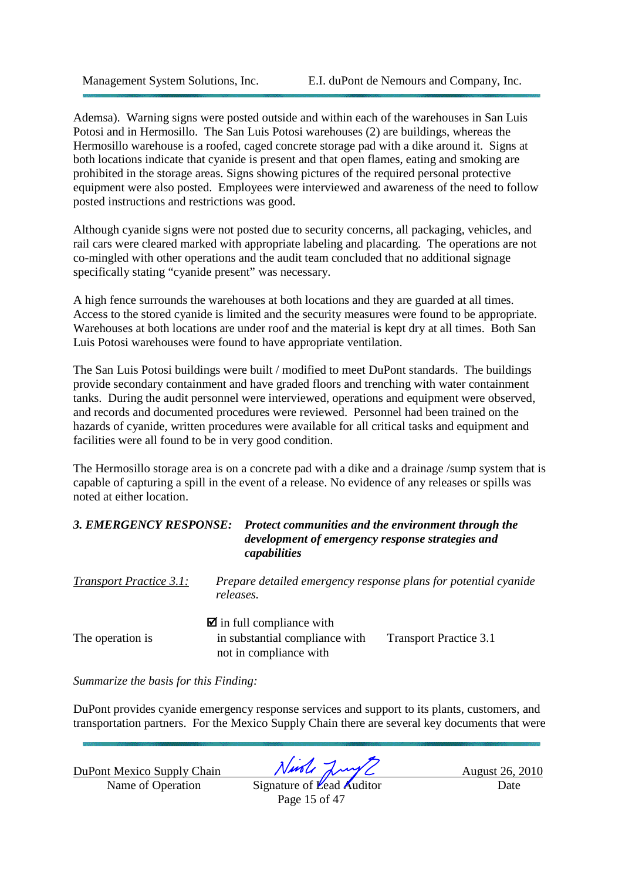Ademsa). Warning signs were posted outside and within each of the warehouses in San Luis Potosi and in Hermosillo. The San Luis Potosi warehouses (2) are buildings, whereas the Hermosillo warehouse is a roofed, caged concrete storage pad with a dike around it. Signs at both locations indicate that cyanide is present and that open flames, eating and smoking are prohibited in the storage areas. Signs showing pictures of the required personal protective equipment were also posted. Employees were interviewed and awareness of the need to follow posted instructions and restrictions was good.

Although cyanide signs were not posted due to security concerns, all packaging, vehicles, and rail cars were cleared marked with appropriate labeling and placarding. The operations are not co-mingled with other operations and the audit team concluded that no additional signage specifically stating "cyanide present" was necessary.

A high fence surrounds the warehouses at both locations and they are guarded at all times. Access to the stored cyanide is limited and the security measures were found to be appropriate. Warehouses at both locations are under roof and the material is kept dry at all times. Both San Luis Potosi warehouses were found to have appropriate ventilation.

The San Luis Potosi buildings were built / modified to meet DuPont standards. The buildings provide secondary containment and have graded floors and trenching with water containment tanks. During the audit personnel were interviewed, operations and equipment were observed, and records and documented procedures were reviewed. Personnel had been trained on the hazards of cyanide, written procedures were available for all critical tasks and equipment and facilities were all found to be in very good condition.

The Hermosillo storage area is on a concrete pad with a dike and a drainage /sump system that is capable of capturing a spill in the event of a release. No evidence of any releases or spills was noted at either location.

### *3. EMERGENCY RESPONSE: Protect communities and the environment through the development of emergency response strategies and capabilities*

*Transport Practice 3.1:* *Prepare detailed emergency response plans for potential cyanide releases.*

The operation is

☑ in full compliance with
in substantial compliance with
not in compliance with

Transport Practice 3.1

*Summarize the basis for this Finding:*

DuPont provides cyanide emergency response services and support to its plants, customers, and transportation partners. For the Mexico Supply Chain there are several key documents that were

DuPont Mexico Supply Chain — Name of Operation
Signature of Lead Auditor
August 26, 2010 — Date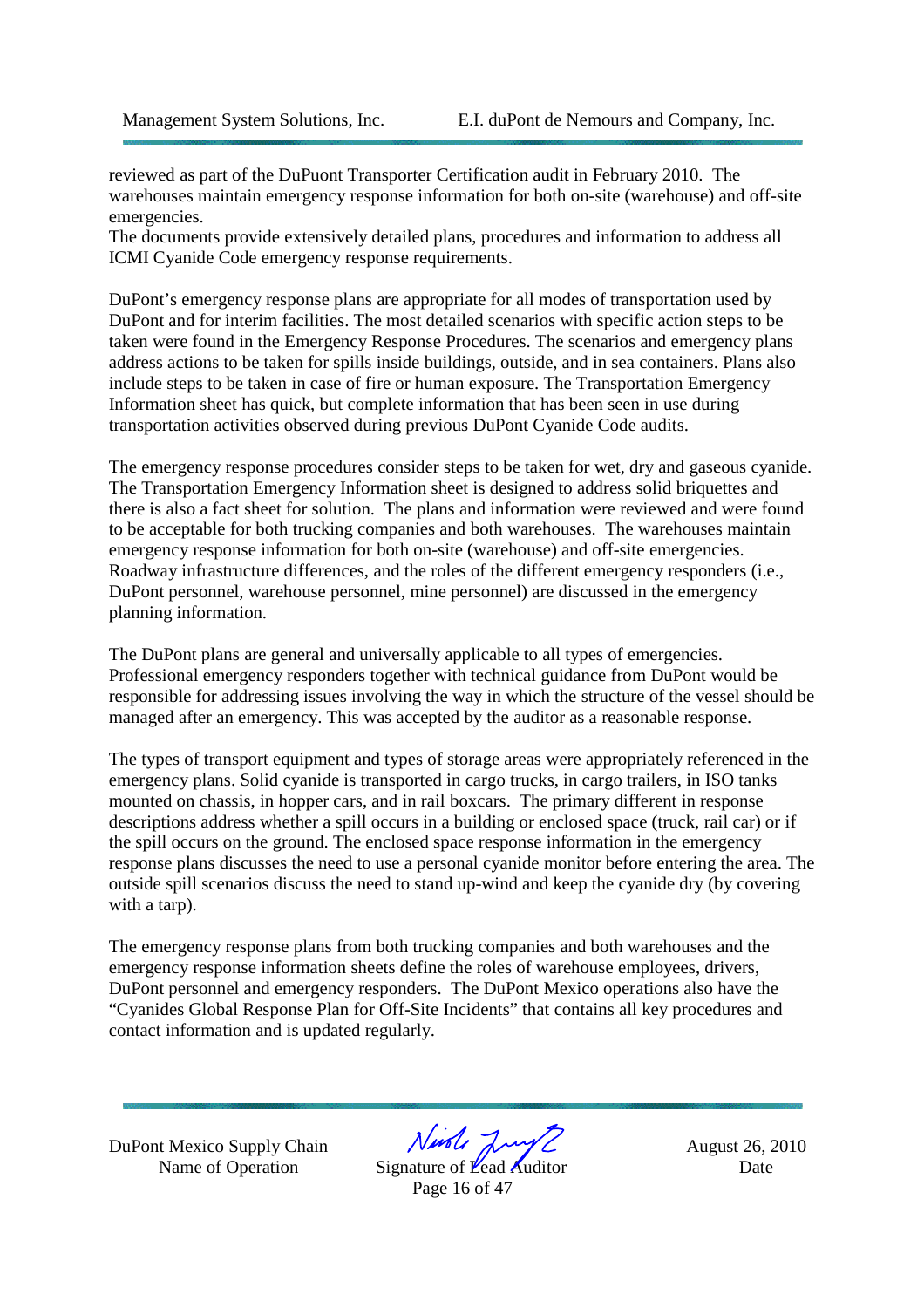reviewed as part of the DuPuont Transporter Certification audit in February 2010. The warehouses maintain emergency response information for both on-site (warehouse) and off-site emergencies.
The documents provide extensively detailed plans, procedures and information to address all ICMI Cyanide Code emergency response requirements.

DuPont's emergency response plans are appropriate for all modes of transportation used by DuPont and for interim facilities. The most detailed scenarios with specific action steps to be taken were found in the Emergency Response Procedures. The scenarios and emergency plans address actions to be taken for spills inside buildings, outside, and in sea containers. Plans also include steps to be taken in case of fire or human exposure. The Transportation Emergency Information sheet has quick, but complete information that has been seen in use during transportation activities observed during previous DuPont Cyanide Code audits.

The emergency response procedures consider steps to be taken for wet, dry and gaseous cyanide. The Transportation Emergency Information sheet is designed to address solid briquettes and there is also a fact sheet for solution. The plans and information were reviewed and were found to be acceptable for both trucking companies and both warehouses. The warehouses maintain emergency response information for both on-site (warehouse) and off-site emergencies. Roadway infrastructure differences, and the roles of the different emergency responders (i.e., DuPont personnel, warehouse personnel, mine personnel) are discussed in the emergency planning information.

The DuPont plans are general and universally applicable to all types of emergencies. Professional emergency responders together with technical guidance from DuPont would be responsible for addressing issues involving the way in which the structure of the vessel should be managed after an emergency. This was accepted by the auditor as a reasonable response.

The types of transport equipment and types of storage areas were appropriately referenced in the emergency plans. Solid cyanide is transported in cargo trucks, in cargo trailers, in ISO tanks mounted on chassis, in hopper cars, and in rail boxcars. The primary different in response descriptions address whether a spill occurs in a building or enclosed space (truck, rail car) or if the spill occurs on the ground. The enclosed space response information in the emergency response plans discusses the need to use a personal cyanide monitor before entering the area. The outside spill scenarios discuss the need to stand up-wind and keep the cyanide dry (by covering with a tarp).

The emergency response plans from both trucking companies and both warehouses and the emergency response information sheets define the roles of warehouse employees, drivers, DuPont personnel and emergency responders. The DuPont Mexico operations also have the "Cyanides Global Response Plan for Off-Site Incidents" that contains all key procedures and contact information and is updated regularly.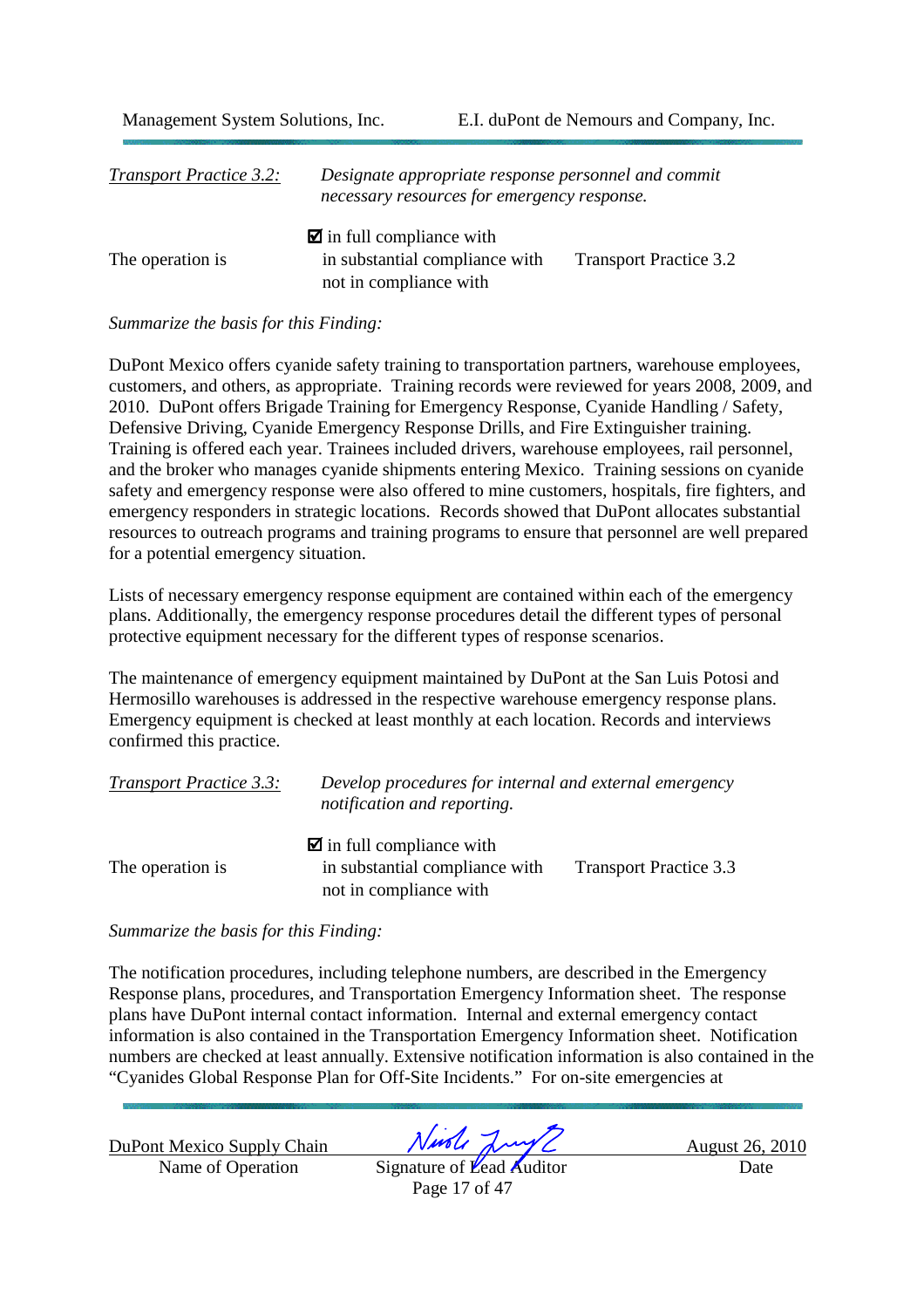*Transport Practice 3.2:* *Designate appropriate response personnel and commit necessary resources for emergency response.*

The operation is
☑ in full compliance with
in substantial compliance with
not in compliance with
Transport Practice 3.2

*Summarize the basis for this Finding:*

DuPont Mexico offers cyanide safety training to transportation partners, warehouse employees, customers, and others, as appropriate. Training records were reviewed for years 2008, 2009, and 2010. DuPont offers Brigade Training for Emergency Response, Cyanide Handling / Safety, Defensive Driving, Cyanide Emergency Response Drills, and Fire Extinguisher training. Training is offered each year. Trainees included drivers, warehouse employees, rail personnel, and the broker who manages cyanide shipments entering Mexico. Training sessions on cyanide safety and emergency response were also offered to mine customers, hospitals, fire fighters, and emergency responders in strategic locations. Records showed that DuPont allocates substantial resources to outreach programs and training programs to ensure that personnel are well prepared for a potential emergency situation.

Lists of necessary emergency response equipment are contained within each of the emergency plans. Additionally, the emergency response procedures detail the different types of personal protective equipment necessary for the different types of response scenarios.

The maintenance of emergency equipment maintained by DuPont at the San Luis Potosi and Hermosillo warehouses is addressed in the respective warehouse emergency response plans. Emergency equipment is checked at least monthly at each location. Records and interviews confirmed this practice.

*Transport Practice 3.3:* *Develop procedures for internal and external emergency notification and reporting.*

The operation is
☑ in full compliance with
in substantial compliance with
not in compliance with
Transport Practice 3.3

*Summarize the basis for this Finding:*

The notification procedures, including telephone numbers, are described in the Emergency Response plans, procedures, and Transportation Emergency Information sheet. The response plans have DuPont internal contact information. Internal and external emergency contact information is also contained in the Transportation Emergency Information sheet. Notification numbers are checked at least annually. Extensive notification information is also contained in the "Cyanides Global Response Plan for Off-Site Incidents." For on-site emergencies at

DuPont Mexico Supply Chain — Name of Operation
Signature of Lead Auditor
August 26, 2010 — Date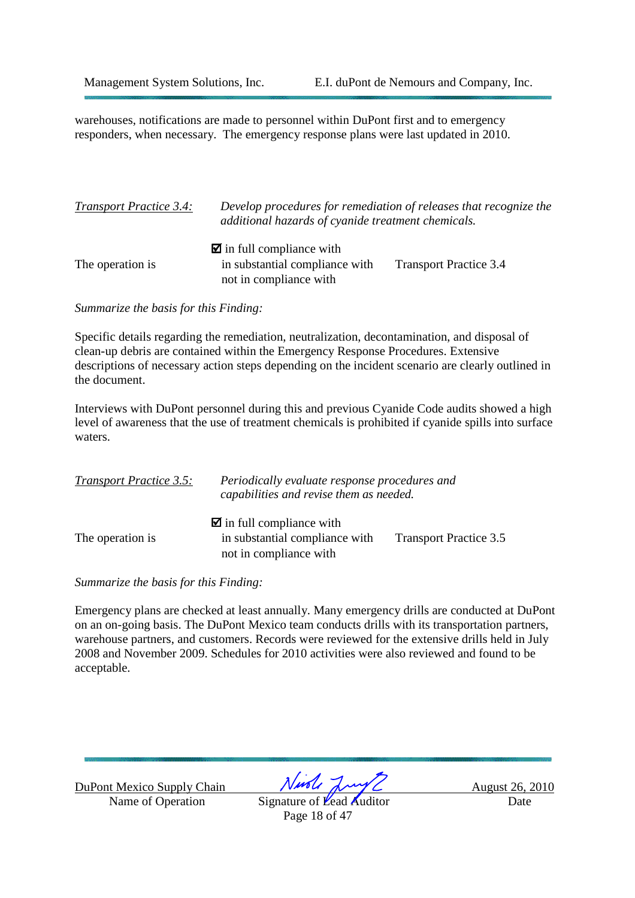warehouses, notifications are made to personnel within DuPont first and to emergency responders, when necessary. The emergency response plans were last updated in 2010.

*Transport Practice 3.4:* *Develop procedures for remediation of releases that recognize the additional hazards of cyanide treatment chemicals.*

The operation is
- ☑ in full compliance with
- in substantial compliance with
- not in compliance with

Transport Practice 3.4

*Summarize the basis for this Finding:*

Specific details regarding the remediation, neutralization, decontamination, and disposal of clean-up debris are contained within the Emergency Response Procedures. Extensive descriptions of necessary action steps depending on the incident scenario are clearly outlined in the document.

Interviews with DuPont personnel during this and previous Cyanide Code audits showed a high level of awareness that the use of treatment chemicals is prohibited if cyanide spills into surface waters.

*Transport Practice 3.5:* *Periodically evaluate response procedures and capabilities and revise them as needed.*

The operation is
- ☑ in full compliance with
- in substantial compliance with
- not in compliance with

Transport Practice 3.5

*Summarize the basis for this Finding:*

Emergency plans are checked at least annually. Many emergency drills are conducted at DuPont on an on-going basis. The DuPont Mexico team conducts drills with its transportation partners, warehouse partners, and customers. Records were reviewed for the extensive drills held in July 2008 and November 2009. Schedules for 2010 activities were also reviewed and found to be acceptable.

| | | |
|---|---|---|
| DuPont Mexico Supply Chain | | August 26, 2010 |
| Name of Operation | Signature of Lead Auditor | Date |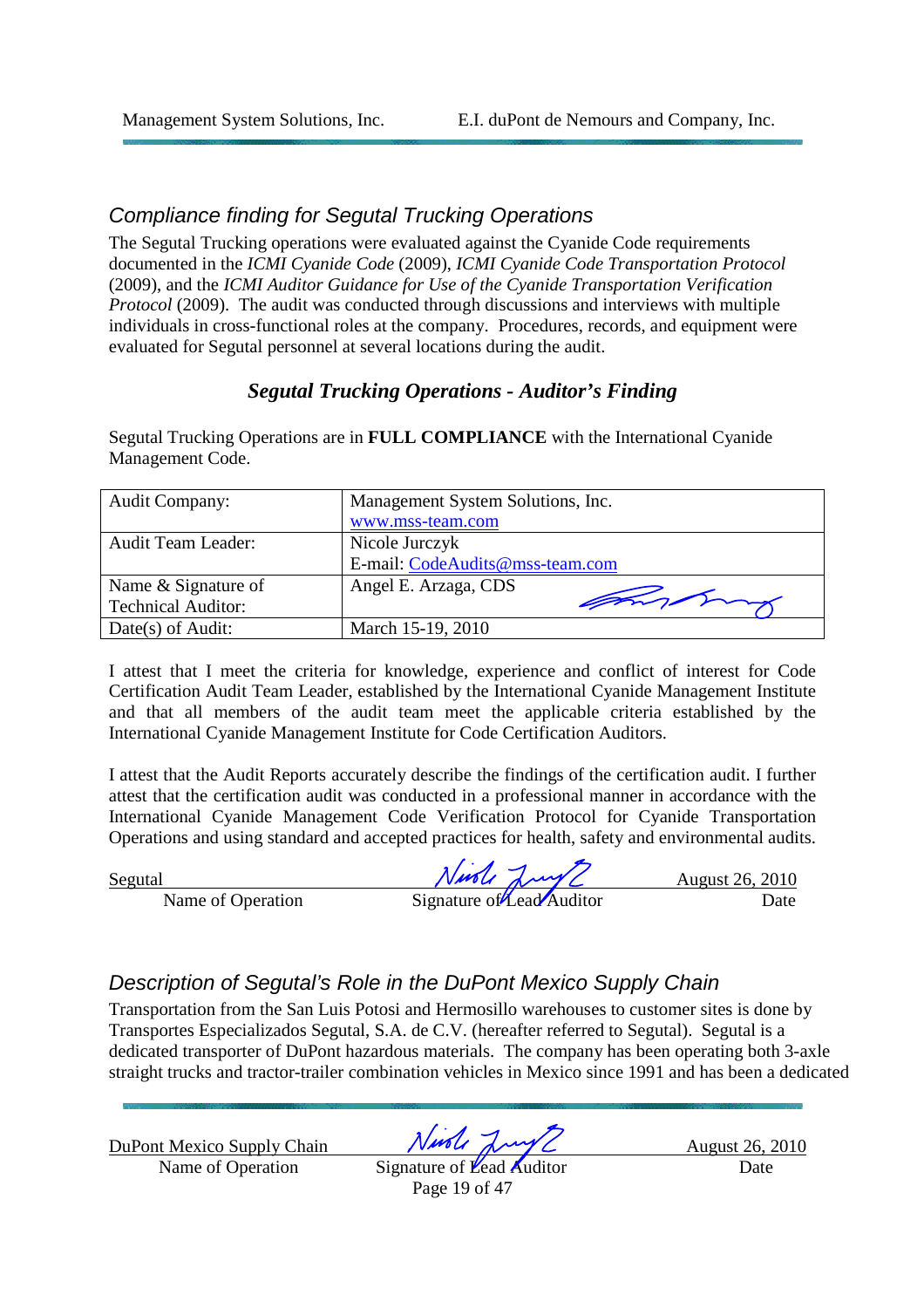## Compliance finding for Segutal Trucking Operations

The Segutal Trucking operations were evaluated against the Cyanide Code requirements documented in the *ICMI Cyanide Code* (2009), *ICMI Cyanide Code Transportation Protocol* (2009), and the *ICMI Auditor Guidance for Use of the Cyanide Transportation Verification Protocol* (2009). The audit was conducted through discussions and interviews with multiple individuals in cross-functional roles at the company. Procedures, records, and equipment were evaluated for Segutal personnel at several locations during the audit.

### *Segutal Trucking Operations - Auditor's Finding*

Segutal Trucking Operations are in **FULL COMPLIANCE** with the International Cyanide Management Code.

| | |
|---|---|
| Audit Company: | Management System Solutions, Inc.<br>www.mss-team.com |
| Audit Team Leader: | Nicole Jurczyk<br>E-mail: CodeAudits@mss-team.com |
| Name & Signature of Technical Auditor: | Angel E. Arzaga, CDS |
| Date(s) of Audit: | March 15-19, 2010 |

I attest that I meet the criteria for knowledge, experience and conflict of interest for Code Certification Audit Team Leader, established by the International Cyanide Management Institute and that all members of the audit team meet the applicable criteria established by the International Cyanide Management Institute for Code Certification Auditors.

I attest that the Audit Reports accurately describe the findings of the certification audit. I further attest that the certification audit was conducted in a professional manner in accordance with the International Cyanide Management Code Verification Protocol for Cyanide Transportation Operations and using standard and accepted practices for health, safety and environmental audits.

| Segutal | | August 26, 2010 |
|---|---|---|
| Name of Operation | Signature of Lead Auditor | Date |

## Description of Segutal's Role in the DuPont Mexico Supply Chain

Transportation from the San Luis Potosi and Hermosillo warehouses to customer sites is done by Transportes Especializados Segutal, S.A. de C.V. (hereafter referred to as Segutal). Segutal is a dedicated transporter of DuPont hazardous materials. The company has been operating both 3-axle straight trucks and tractor-trailer combination vehicles in Mexico since 1991 and has been a dedicated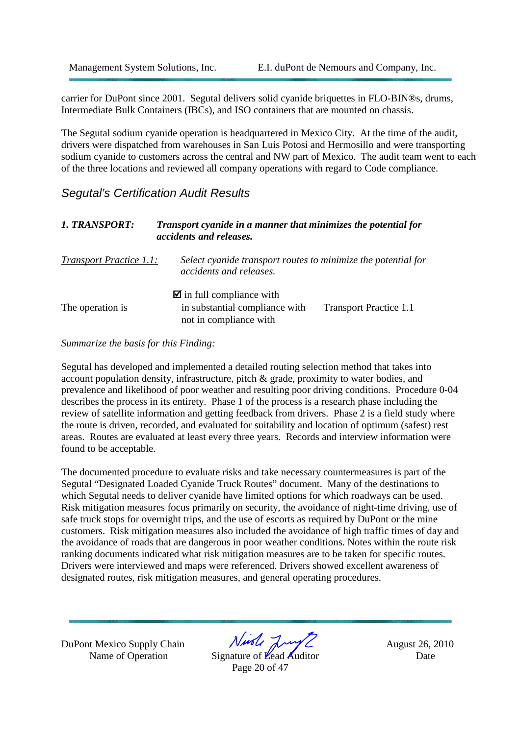carrier for DuPont since 2001. Segutal delivers solid cyanide briquettes in FLO-BIN®s, drums, Intermediate Bulk Containers (IBCs), and ISO containers that are mounted on chassis.

The Segutal sodium cyanide operation is headquartered in Mexico City. At the time of the audit, drivers were dispatched from warehouses in San Luis Potosi and Hermosillo and were transporting sodium cyanide to customers across the central and NW part of Mexico. The audit team went to each of the three locations and reviewed all company operations with regard to Code compliance.

## Segutal's Certification Audit Results

***1. TRANSPORT:*** ***Transport cyanide in a manner that minimizes the potential for accidents and releases.***

*Transport Practice 1.1:* *Select cyanide transport routes to minimize the potential for accidents and releases.*

| | | |
|---|---|---|
| | ☑ in full compliance with | |
| The operation is | in substantial compliance with | Transport Practice 1.1 |
| | not in compliance with | |

*Summarize the basis for this Finding:*

Segutal has developed and implemented a detailed routing selection method that takes into account population density, infrastructure, pitch & grade, proximity to water bodies, and prevalence and likelihood of poor weather and resulting poor driving conditions. Procedure 0-04 describes the process in its entirety. Phase 1 of the process is a research phase including the review of satellite information and getting feedback from drivers. Phase 2 is a field study where the route is driven, recorded, and evaluated for suitability and location of optimum (safest) rest areas. Routes are evaluated at least every three years. Records and interview information were found to be acceptable.

The documented procedure to evaluate risks and take necessary countermeasures is part of the Segutal "Designated Loaded Cyanide Truck Routes" document. Many of the destinations to which Segutal needs to deliver cyanide have limited options for which roadways can be used. Risk mitigation measures focus primarily on security, the avoidance of night-time driving, use of safe truck stops for overnight trips, and the use of escorts as required by DuPont or the mine customers. Risk mitigation measures also included the avoidance of high traffic times of day and the avoidance of roads that are dangerous in poor weather conditions. Notes within the route risk ranking documents indicated what risk mitigation measures are to be taken for specific routes. Drivers were interviewed and maps were referenced. Drivers showed excellent awareness of designated routes, risk mitigation measures, and general operating procedures.

| DuPont Mexico Supply Chain | *(signature)* | August 26, 2010 |
|---|---|---|
| Name of Operation | Signature of Lead Auditor | Date |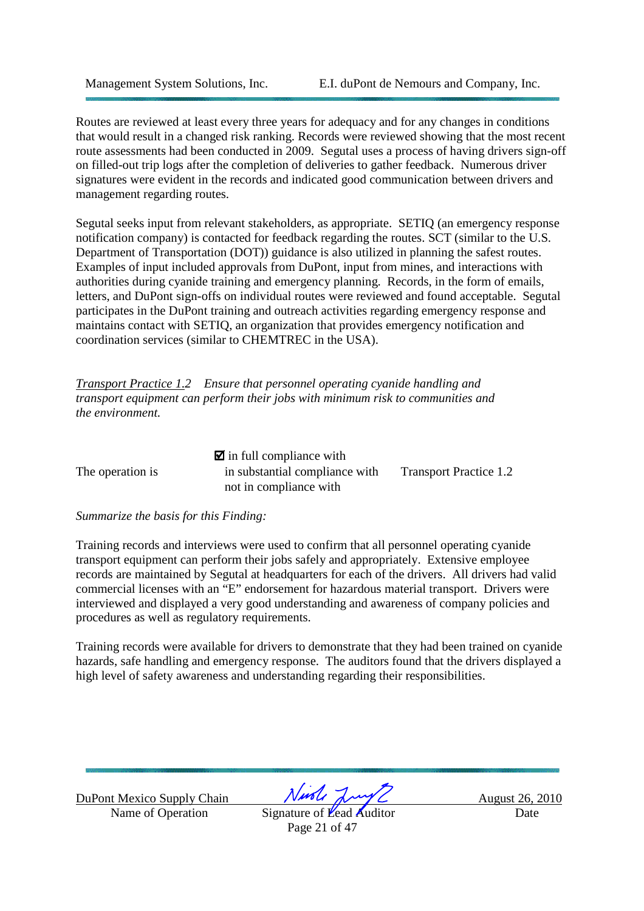Routes are reviewed at least every three years for adequacy and for any changes in conditions that would result in a changed risk ranking. Records were reviewed showing that the most recent route assessments had been conducted in 2009. Segutal uses a process of having drivers sign-off on filled-out trip logs after the completion of deliveries to gather feedback. Numerous driver signatures were evident in the records and indicated good communication between drivers and management regarding routes.

Segutal seeks input from relevant stakeholders, as appropriate. SETIQ (an emergency response notification company) is contacted for feedback regarding the routes. SCT (similar to the U.S. Department of Transportation (DOT)) guidance is also utilized in planning the safest routes. Examples of input included approvals from DuPont, input from mines, and interactions with authorities during cyanide training and emergency planning. Records, in the form of emails, letters, and DuPont sign-offs on individual routes were reviewed and found acceptable. Segutal participates in the DuPont training and outreach activities regarding emergency response and maintains contact with SETIQ, an organization that provides emergency notification and coordination services (similar to CHEMTREC in the USA).

*Transport Practice 1.2 Ensure that personnel operating cyanide handling and transport equipment can perform their jobs with minimum risk to communities and the environment.*

| | | |
|---|---|---|
| | ☑ in full compliance with | |
| The operation is | in substantial compliance with | Transport Practice 1.2 |
| | not in compliance with | |

*Summarize the basis for this Finding:*

Training records and interviews were used to confirm that all personnel operating cyanide transport equipment can perform their jobs safely and appropriately. Extensive employee records are maintained by Segutal at headquarters for each of the drivers. All drivers had valid commercial licenses with an "E" endorsement for hazardous material transport. Drivers were interviewed and displayed a very good understanding and awareness of company policies and procedures as well as regulatory requirements.

Training records were available for drivers to demonstrate that they had been trained on cyanide hazards, safe handling and emergency response. The auditors found that the drivers displayed a high level of safety awareness and understanding regarding their responsibilities.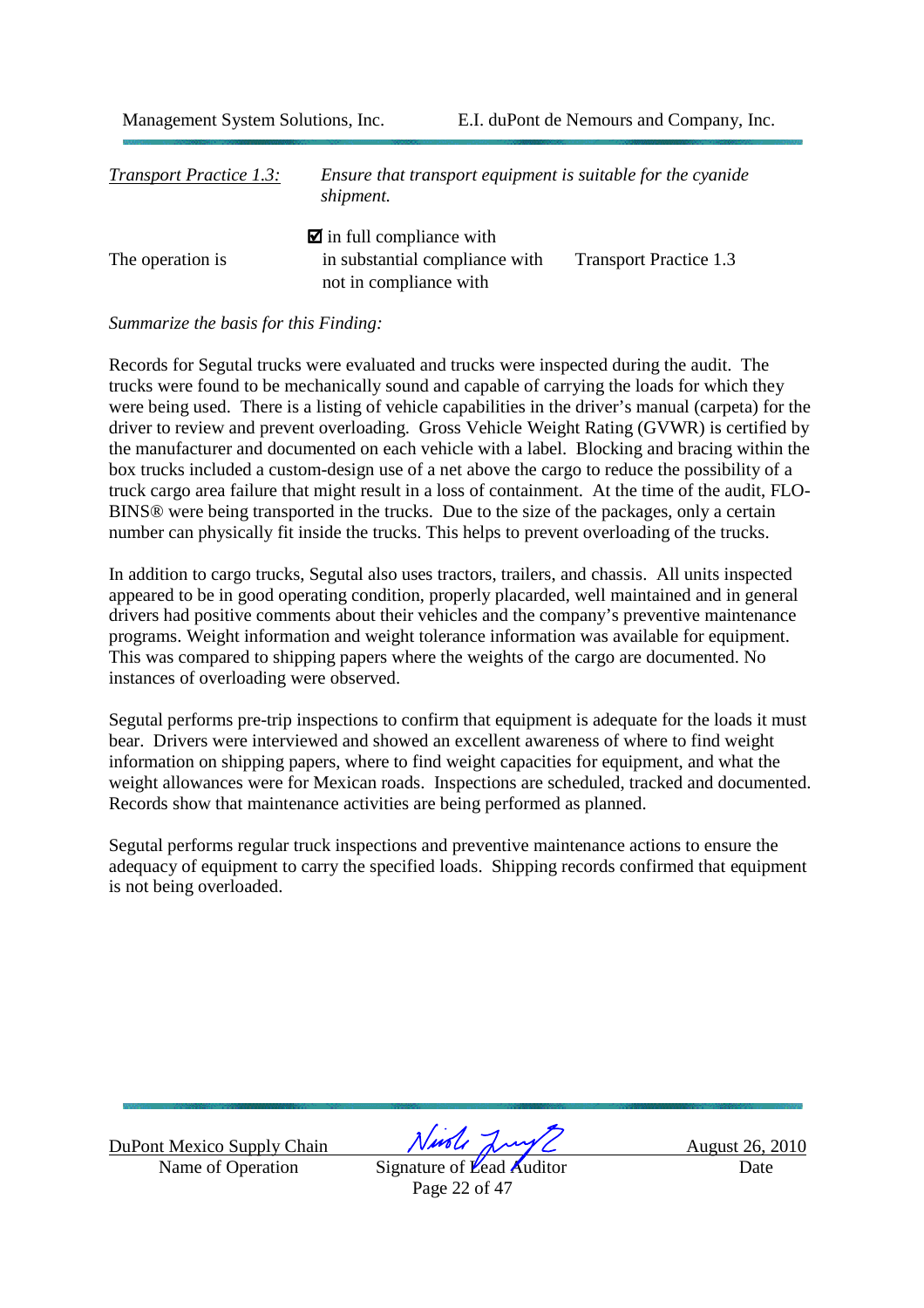*Transport Practice 1.3:* *Ensure that transport equipment is suitable for the cyanide shipment.*

The operation is ☑ in full compliance with / in substantial compliance with / not in compliance with Transport Practice 1.3

*Summarize the basis for this Finding:*

Records for Segutal trucks were evaluated and trucks were inspected during the audit. The trucks were found to be mechanically sound and capable of carrying the loads for which they were being used. There is a listing of vehicle capabilities in the driver's manual (carpeta) for the driver to review and prevent overloading. Gross Vehicle Weight Rating (GVWR) is certified by the manufacturer and documented on each vehicle with a label. Blocking and bracing within the box trucks included a custom-design use of a net above the cargo to reduce the possibility of a truck cargo area failure that might result in a loss of containment. At the time of the audit, FLO-BINS® were being transported in the trucks. Due to the size of the packages, only a certain number can physically fit inside the trucks. This helps to prevent overloading of the trucks.

In addition to cargo trucks, Segutal also uses tractors, trailers, and chassis. All units inspected appeared to be in good operating condition, properly placarded, well maintained and in general drivers had positive comments about their vehicles and the company's preventive maintenance programs. Weight information and weight tolerance information was available for equipment. This was compared to shipping papers where the weights of the cargo are documented. No instances of overloading were observed.

Segutal performs pre-trip inspections to confirm that equipment is adequate for the loads it must bear. Drivers were interviewed and showed an excellent awareness of where to find weight information on shipping papers, where to find weight capacities for equipment, and what the weight allowances were for Mexican roads. Inspections are scheduled, tracked and documented. Records show that maintenance activities are being performed as planned.

Segutal performs regular truck inspections and preventive maintenance actions to ensure the adequacy of equipment to carry the specified loads. Shipping records confirmed that equipment is not being overloaded.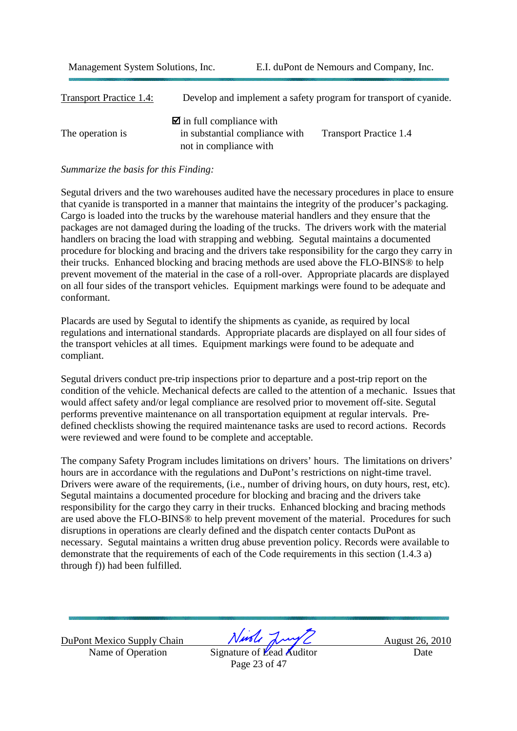Transport Practice 1.4: Develop and implement a safety program for transport of cyanide.

The operation is

☑ in full compliance with
in substantial compliance with
not in compliance with

Transport Practice 1.4

*Summarize the basis for this Finding:*

Segutal drivers and the two warehouses audited have the necessary procedures in place to ensure that cyanide is transported in a manner that maintains the integrity of the producer's packaging. Cargo is loaded into the trucks by the warehouse material handlers and they ensure that the packages are not damaged during the loading of the trucks. The drivers work with the material handlers on bracing the load with strapping and webbing. Segutal maintains a documented procedure for blocking and bracing and the drivers take responsibility for the cargo they carry in their trucks. Enhanced blocking and bracing methods are used above the FLO-BINS® to help prevent movement of the material in the case of a roll-over. Appropriate placards are displayed on all four sides of the transport vehicles. Equipment markings were found to be adequate and conformant.

Placards are used by Segutal to identify the shipments as cyanide, as required by local regulations and international standards. Appropriate placards are displayed on all four sides of the transport vehicles at all times. Equipment markings were found to be adequate and compliant.

Segutal drivers conduct pre-trip inspections prior to departure and a post-trip report on the condition of the vehicle. Mechanical defects are called to the attention of a mechanic. Issues that would affect safety and/or legal compliance are resolved prior to movement off-site. Segutal performs preventive maintenance on all transportation equipment at regular intervals. Pre-defined checklists showing the required maintenance tasks are used to record actions. Records were reviewed and were found to be complete and acceptable.

The company Safety Program includes limitations on drivers' hours. The limitations on drivers' hours are in accordance with the regulations and DuPont's restrictions on night-time travel. Drivers were aware of the requirements, (i.e., number of driving hours, on duty hours, rest, etc). Segutal maintains a documented procedure for blocking and bracing and the drivers take responsibility for the cargo they carry in their trucks. Enhanced blocking and bracing methods are used above the FLO-BINS® to help prevent movement of the material. Procedures for such disruptions in operations are clearly defined and the dispatch center contacts DuPont as necessary. Segutal maintains a written drug abuse prevention policy. Records were available to demonstrate that the requirements of each of the Code requirements in this section (1.4.3 a) through f)) had been fulfilled.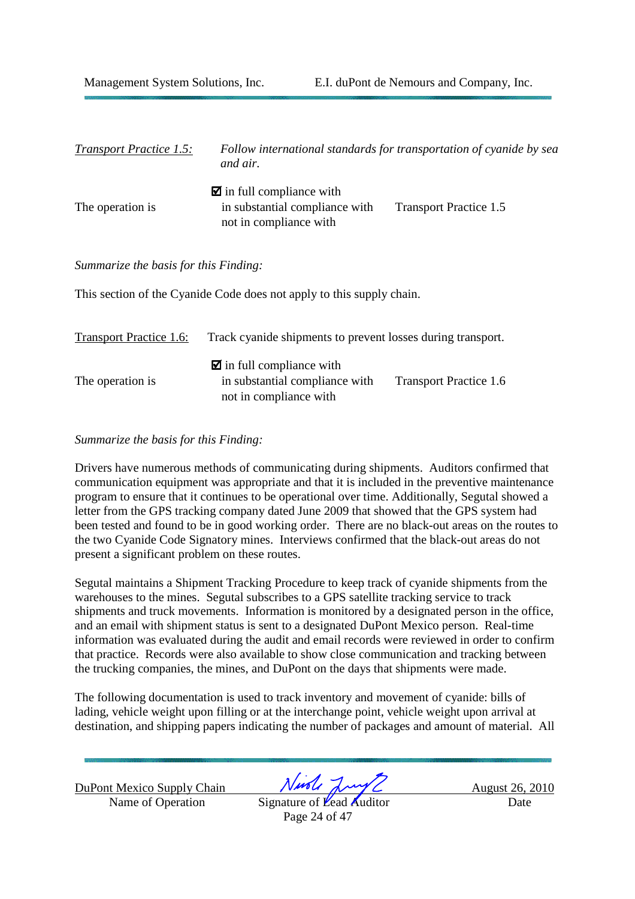*Transport Practice 1.5:* *Follow international standards for transportation of cyanide by sea and air.*

The operation is

☑ in full compliance with
in substantial compliance with
not in compliance with

Transport Practice 1.5

*Summarize the basis for this Finding:*

This section of the Cyanide Code does not apply to this supply chain.

Transport Practice 1.6: Track cyanide shipments to prevent losses during transport.

The operation is

☑ in full compliance with
in substantial compliance with
not in compliance with

Transport Practice 1.6

*Summarize the basis for this Finding:*

Drivers have numerous methods of communicating during shipments. Auditors confirmed that communication equipment was appropriate and that it is included in the preventive maintenance program to ensure that it continues to be operational over time. Additionally, Segutal showed a letter from the GPS tracking company dated June 2009 that showed that the GPS system had been tested and found to be in good working order. There are no black-out areas on the routes to the two Cyanide Code Signatory mines. Interviews confirmed that the black-out areas do not present a significant problem on these routes.

Segutal maintains a Shipment Tracking Procedure to keep track of cyanide shipments from the warehouses to the mines. Segutal subscribes to a GPS satellite tracking service to track shipments and truck movements. Information is monitored by a designated person in the office, and an email with shipment status is sent to a designated DuPont Mexico person. Real-time information was evaluated during the audit and email records were reviewed in order to confirm that practice. Records were also available to show close communication and tracking between the trucking companies, the mines, and DuPont on the days that shipments were made.

The following documentation is used to track inventory and movement of cyanide: bills of lading, vehicle weight upon filling or at the interchange point, vehicle weight upon arrival at destination, and shipping papers indicating the number of packages and amount of material. All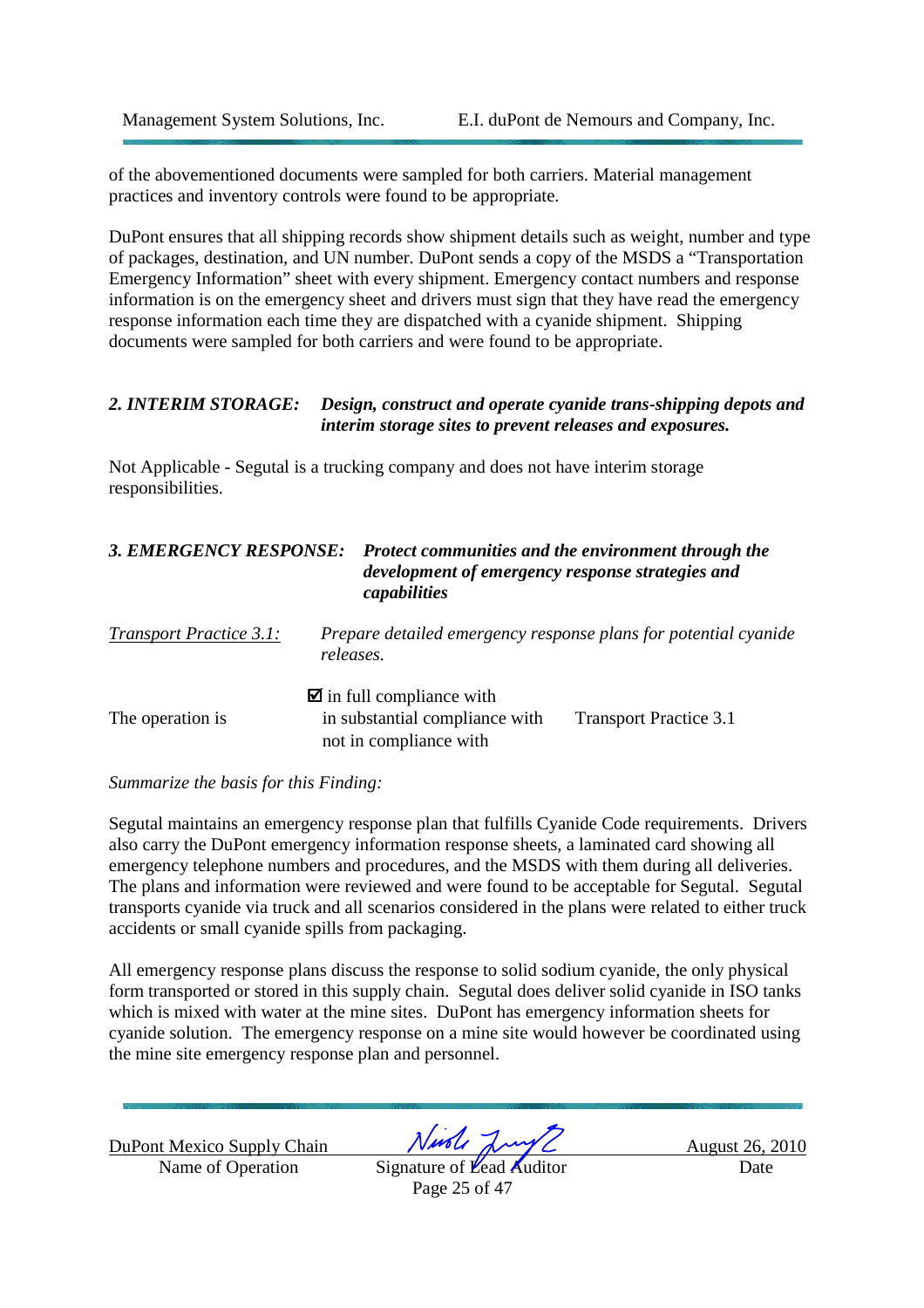of the abovementioned documents were sampled for both carriers. Material management practices and inventory controls were found to be appropriate.

DuPont ensures that all shipping records show shipment details such as weight, number and type of packages, destination, and UN number. DuPont sends a copy of the MSDS a "Transportation Emergency Information" sheet with every shipment. Emergency contact numbers and response information is on the emergency sheet and drivers must sign that they have read the emergency response information each time they are dispatched with a cyanide shipment. Shipping documents were sampled for both carriers and were found to be appropriate.

### *2. INTERIM STORAGE: Design, construct and operate cyanide trans-shipping depots and interim storage sites to prevent releases and exposures.*

Not Applicable - Segutal is a trucking company and does not have interim storage responsibilities.

### *3. EMERGENCY RESPONSE: Protect communities and the environment through the development of emergency response strategies and capabilities*

*Transport Practice 3.1:* *Prepare detailed emergency response plans for potential cyanide releases.*

The operation is

☑ in full compliance with
in substantial compliance with
not in compliance with

Transport Practice 3.1

*Summarize the basis for this Finding:*

Segutal maintains an emergency response plan that fulfills Cyanide Code requirements. Drivers also carry the DuPont emergency information response sheets, a laminated card showing all emergency telephone numbers and procedures, and the MSDS with them during all deliveries. The plans and information were reviewed and were found to be acceptable for Segutal. Segutal transports cyanide via truck and all scenarios considered in the plans were related to either truck accidents or small cyanide spills from packaging.

All emergency response plans discuss the response to solid sodium cyanide, the only physical form transported or stored in this supply chain. Segutal does deliver solid cyanide in ISO tanks which is mixed with water at the mine sites. DuPont has emergency information sheets for cyanide solution. The emergency response on a mine site would however be coordinated using the mine site emergency response plan and personnel.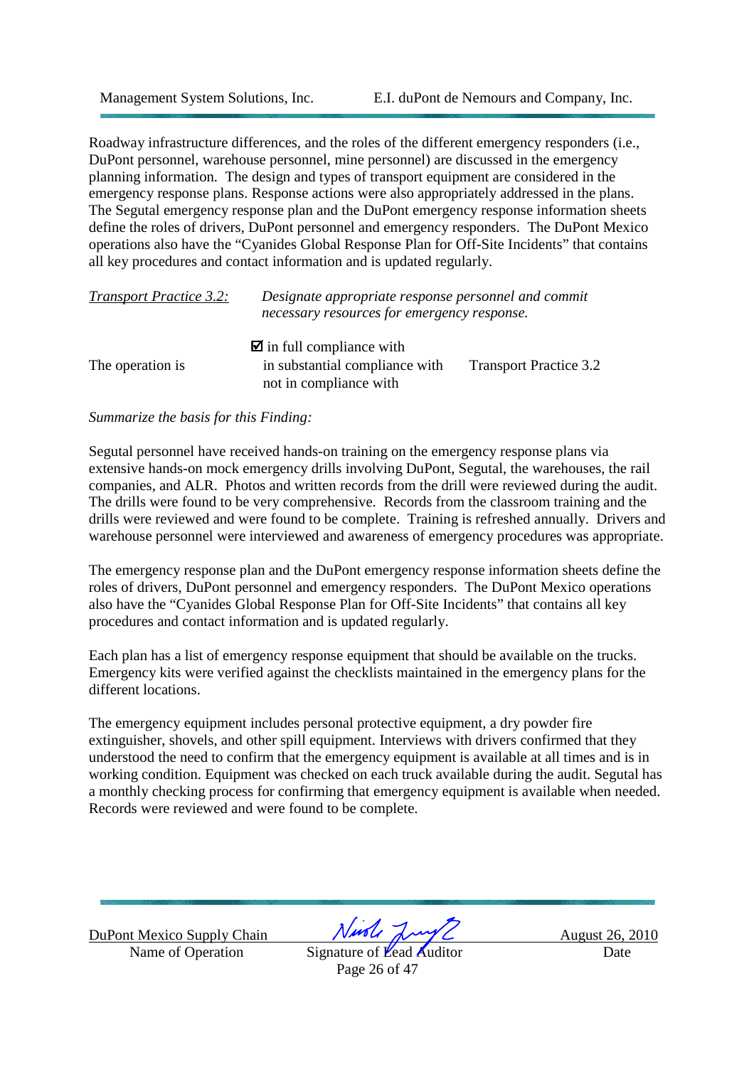Roadway infrastructure differences, and the roles of the different emergency responders (i.e., DuPont personnel, warehouse personnel, mine personnel) are discussed in the emergency planning information. The design and types of transport equipment are considered in the emergency response plans. Response actions were also appropriately addressed in the plans. The Segutal emergency response plan and the DuPont emergency response information sheets define the roles of drivers, DuPont personnel and emergency responders. The DuPont Mexico operations also have the "Cyanides Global Response Plan for Off-Site Incidents" that contains all key procedures and contact information and is updated regularly.

*Transport Practice 3.2:* *Designate appropriate response personnel and commit necessary resources for emergency response.*

| | | |
|---|---|---|
| The operation is | ☑ in full compliance with | Transport Practice 3.2 |
| | in substantial compliance with | |
| | not in compliance with | |

*Summarize the basis for this Finding:*

Segutal personnel have received hands-on training on the emergency response plans via extensive hands-on mock emergency drills involving DuPont, Segutal, the warehouses, the rail companies, and ALR. Photos and written records from the drill were reviewed during the audit. The drills were found to be very comprehensive. Records from the classroom training and the drills were reviewed and were found to be complete. Training is refreshed annually. Drivers and warehouse personnel were interviewed and awareness of emergency procedures was appropriate.

The emergency response plan and the DuPont emergency response information sheets define the roles of drivers, DuPont personnel and emergency responders. The DuPont Mexico operations also have the "Cyanides Global Response Plan for Off-Site Incidents" that contains all key procedures and contact information and is updated regularly.

Each plan has a list of emergency response equipment that should be available on the trucks. Emergency kits were verified against the checklists maintained in the emergency plans for the different locations.

The emergency equipment includes personal protective equipment, a dry powder fire extinguisher, shovels, and other spill equipment. Interviews with drivers confirmed that they understood the need to confirm that the emergency equipment is available at all times and is in working condition. Equipment was checked on each truck available during the audit. Segutal has a monthly checking process for confirming that emergency equipment is available when needed. Records were reviewed and were found to be complete.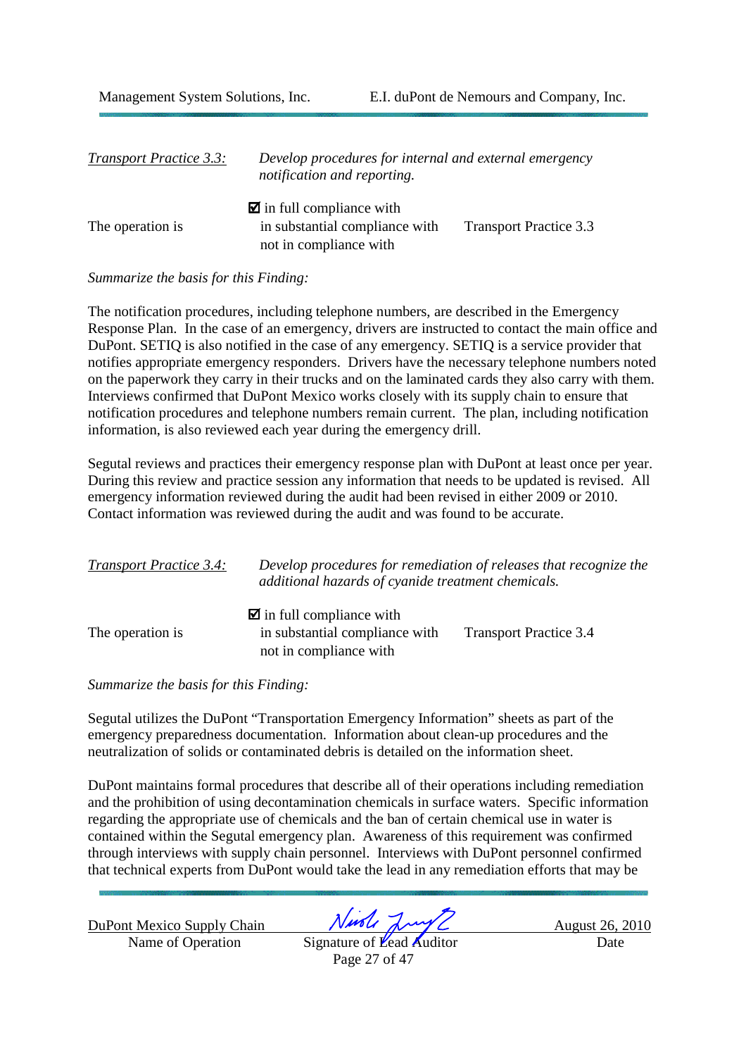*Transport Practice 3.3:* *Develop procedures for internal and external emergency notification and reporting.*

The operation is
☑ in full compliance with
in substantial compliance with
not in compliance with
Transport Practice 3.3

*Summarize the basis for this Finding:*

The notification procedures, including telephone numbers, are described in the Emergency Response Plan. In the case of an emergency, drivers are instructed to contact the main office and DuPont. SETIQ is also notified in the case of any emergency. SETIQ is a service provider that notifies appropriate emergency responders. Drivers have the necessary telephone numbers noted on the paperwork they carry in their trucks and on the laminated cards they also carry with them. Interviews confirmed that DuPont Mexico works closely with its supply chain to ensure that notification procedures and telephone numbers remain current. The plan, including notification information, is also reviewed each year during the emergency drill.

Segutal reviews and practices their emergency response plan with DuPont at least once per year. During this review and practice session any information that needs to be updated is revised. All emergency information reviewed during the audit had been revised in either 2009 or 2010. Contact information was reviewed during the audit and was found to be accurate.

*Transport Practice 3.4:* *Develop procedures for remediation of releases that recognize the additional hazards of cyanide treatment chemicals.*

The operation is
☑ in full compliance with
in substantial compliance with
not in compliance with
Transport Practice 3.4

*Summarize the basis for this Finding:*

Segutal utilizes the DuPont "Transportation Emergency Information" sheets as part of the emergency preparedness documentation. Information about clean-up procedures and the neutralization of solids or contaminated debris is detailed on the information sheet.

DuPont maintains formal procedures that describe all of their operations including remediation and the prohibition of using decontamination chemicals in surface waters. Specific information regarding the appropriate use of chemicals and the ban of certain chemical use in water is contained within the Segutal emergency plan. Awareness of this requirement was confirmed through interviews with supply chain personnel. Interviews with DuPont personnel confirmed that technical experts from DuPont would take the lead in any remediation efforts that may be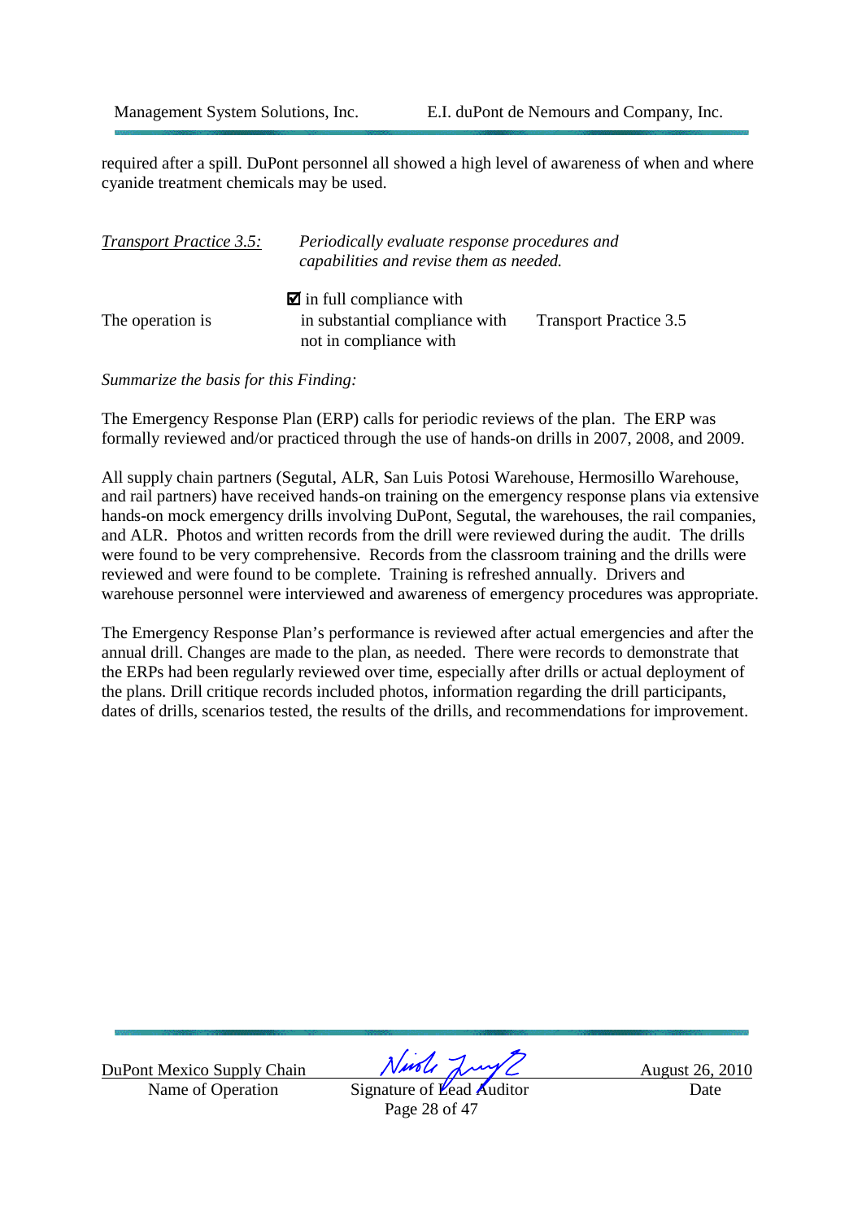required after a spill. DuPont personnel all showed a high level of awareness of when and where cyanide treatment chemicals may be used.

| | | |
|---|---|---|
| *<u>Transport Practice 3.5:</u>* | *Periodically evaluate response procedures and capabilities and revise them as needed.* | |
| The operation is | ☑ in full compliance with<br>in substantial compliance with<br>not in compliance with | Transport Practice 3.5 |

*Summarize the basis for this Finding:*

The Emergency Response Plan (ERP) calls for periodic reviews of the plan. The ERP was formally reviewed and/or practiced through the use of hands-on drills in 2007, 2008, and 2009.

All supply chain partners (Segutal, ALR, San Luis Potosi Warehouse, Hermosillo Warehouse, and rail partners) have received hands-on training on the emergency response plans via extensive hands-on mock emergency drills involving DuPont, Segutal, the warehouses, the rail companies, and ALR. Photos and written records from the drill were reviewed during the audit. The drills were found to be very comprehensive. Records from the classroom training and the drills were reviewed and were found to be complete. Training is refreshed annually. Drivers and warehouse personnel were interviewed and awareness of emergency procedures was appropriate.

The Emergency Response Plan's performance is reviewed after actual emergencies and after the annual drill. Changes are made to the plan, as needed. There were records to demonstrate that the ERPs had been regularly reviewed over time, especially after drills or actual deployment of the plans. Drill critique records included photos, information regarding the drill participants, dates of drills, scenarios tested, the results of the drills, and recommendations for improvement.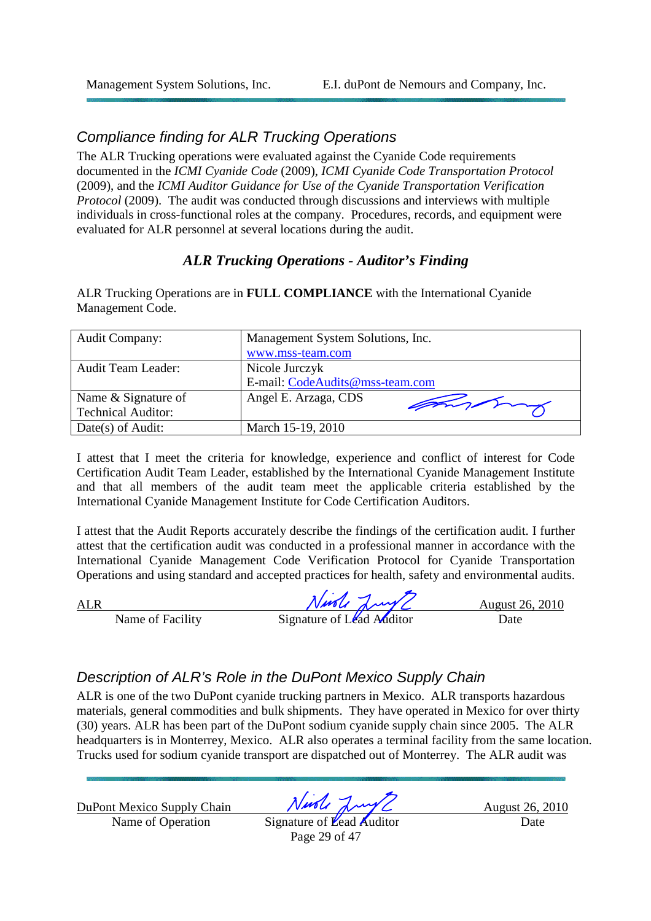## Compliance finding for ALR Trucking Operations

The ALR Trucking operations were evaluated against the Cyanide Code requirements documented in the *ICMI Cyanide Code* (2009), *ICMI Cyanide Code Transportation Protocol* (2009), and the *ICMI Auditor Guidance for Use of the Cyanide Transportation Verification Protocol* (2009). The audit was conducted through discussions and interviews with multiple individuals in cross-functional roles at the company. Procedures, records, and equipment were evaluated for ALR personnel at several locations during the audit.

### *ALR Trucking Operations - Auditor's Finding*

ALR Trucking Operations are in **FULL COMPLIANCE** with the International Cyanide Management Code.

| | |
|---|---|
| Audit Company: | Management System Solutions, Inc.<br>www.mss-team.com |
| Audit Team Leader: | Nicole Jurczyk<br>E-mail: CodeAudits@mss-team.com |
| Name & Signature of Technical Auditor: | Angel E. Arzaga, CDS |
| Date(s) of Audit: | March 15-19, 2010 |

I attest that I meet the criteria for knowledge, experience and conflict of interest for Code Certification Audit Team Leader, established by the International Cyanide Management Institute and that all members of the audit team meet the applicable criteria established by the International Cyanide Management Institute for Code Certification Auditors.

I attest that the Audit Reports accurately describe the findings of the certification audit. I further attest that the certification audit was conducted in a professional manner in accordance with the International Cyanide Management Code Verification Protocol for Cyanide Transportation Operations and using standard and accepted practices for health, safety and environmental audits.

| ALR | | August 26, 2010 |
|---|---|---|
| Name of Facility | Signature of Lead Auditor | Date |

## Description of ALR's Role in the DuPont Mexico Supply Chain

ALR is one of the two DuPont cyanide trucking partners in Mexico. ALR transports hazardous materials, general commodities and bulk shipments. They have operated in Mexico for over thirty (30) years. ALR has been part of the DuPont sodium cyanide supply chain since 2005. The ALR headquarters is in Monterrey, Mexico. ALR also operates a terminal facility from the same location. Trucks used for sodium cyanide transport are dispatched out of Monterrey. The ALR audit was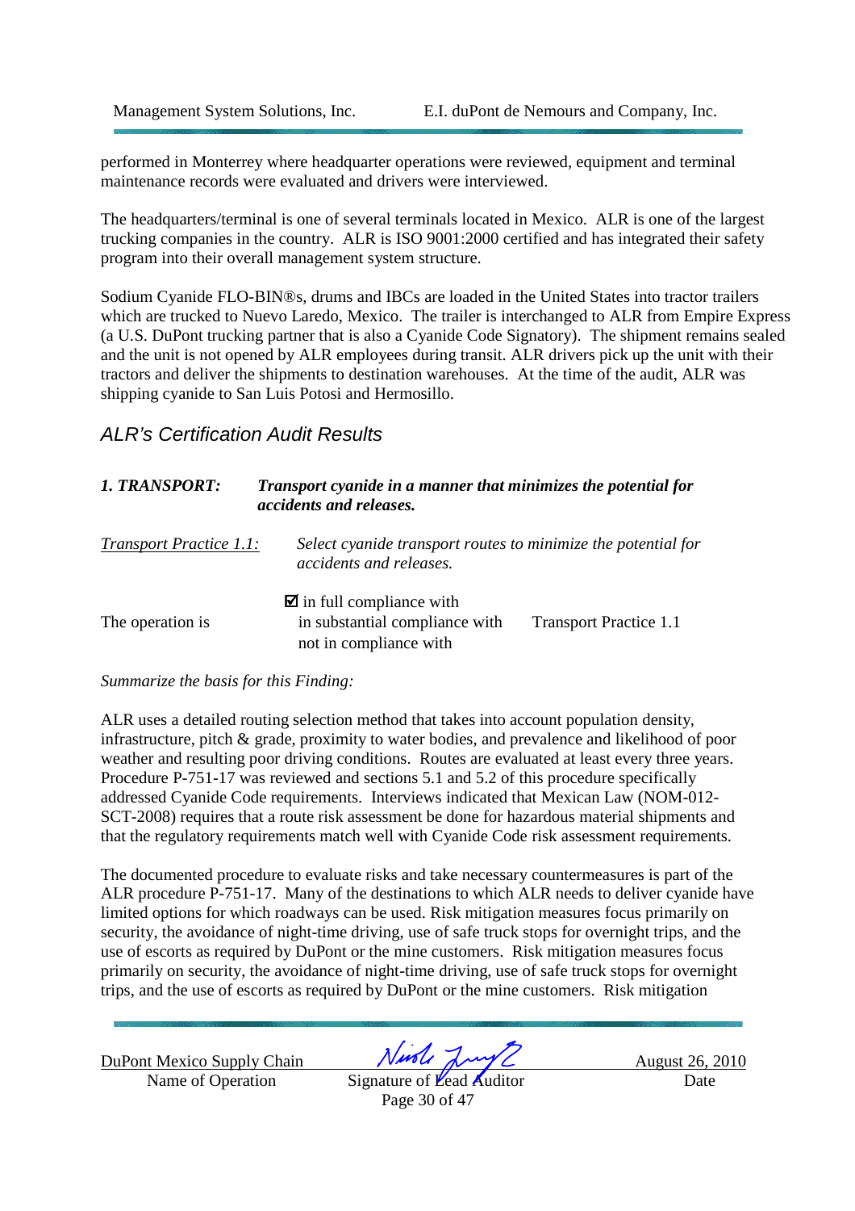performed in Monterrey where headquarter operations were reviewed, equipment and terminal maintenance records were evaluated and drivers were interviewed.

The headquarters/terminal is one of several terminals located in Mexico. ALR is one of the largest trucking companies in the country. ALR is ISO 9001:2000 certified and has integrated their safety program into their overall management system structure.

Sodium Cyanide FLO-BIN®s, drums and IBCs are loaded in the United States into tractor trailers which are trucked to Nuevo Laredo, Mexico. The trailer is interchanged to ALR from Empire Express (a U.S. DuPont trucking partner that is also a Cyanide Code Signatory). The shipment remains sealed and the unit is not opened by ALR employees during transit. ALR drivers pick up the unit with their tractors and deliver the shipments to destination warehouses. At the time of the audit, ALR was shipping cyanide to San Luis Potosi and Hermosillo.

## *ALR's Certification Audit Results*

***1. TRANSPORT:*** ***Transport cyanide in a manner that minimizes the potential for accidents and releases.***

*Transport Practice 1.1:* *Select cyanide transport routes to minimize the potential for accidents and releases.*

| | | |
|---|---|---|
| | ☑ in full compliance with | |
| The operation is | in substantial compliance with | Transport Practice 1.1 |
| | not in compliance with | |

*Summarize the basis for this Finding:*

ALR uses a detailed routing selection method that takes into account population density, infrastructure, pitch & grade, proximity to water bodies, and prevalence and likelihood of poor weather and resulting poor driving conditions. Routes are evaluated at least every three years. Procedure P-751-17 was reviewed and sections 5.1 and 5.2 of this procedure specifically addressed Cyanide Code requirements. Interviews indicated that Mexican Law (NOM-012-SCT-2008) requires that a route risk assessment be done for hazardous material shipments and that the regulatory requirements match well with Cyanide Code risk assessment requirements.

The documented procedure to evaluate risks and take necessary countermeasures is part of the ALR procedure P-751-17. Many of the destinations to which ALR needs to deliver cyanide have limited options for which roadways can be used. Risk mitigation measures focus primarily on security, the avoidance of night-time driving, use of safe truck stops for overnight trips, and the use of escorts as required by DuPont or the mine customers. Risk mitigation measures focus primarily on security, the avoidance of night-time driving, use of safe truck stops for overnight trips, and the use of escorts as required by DuPont or the mine customers. Risk mitigation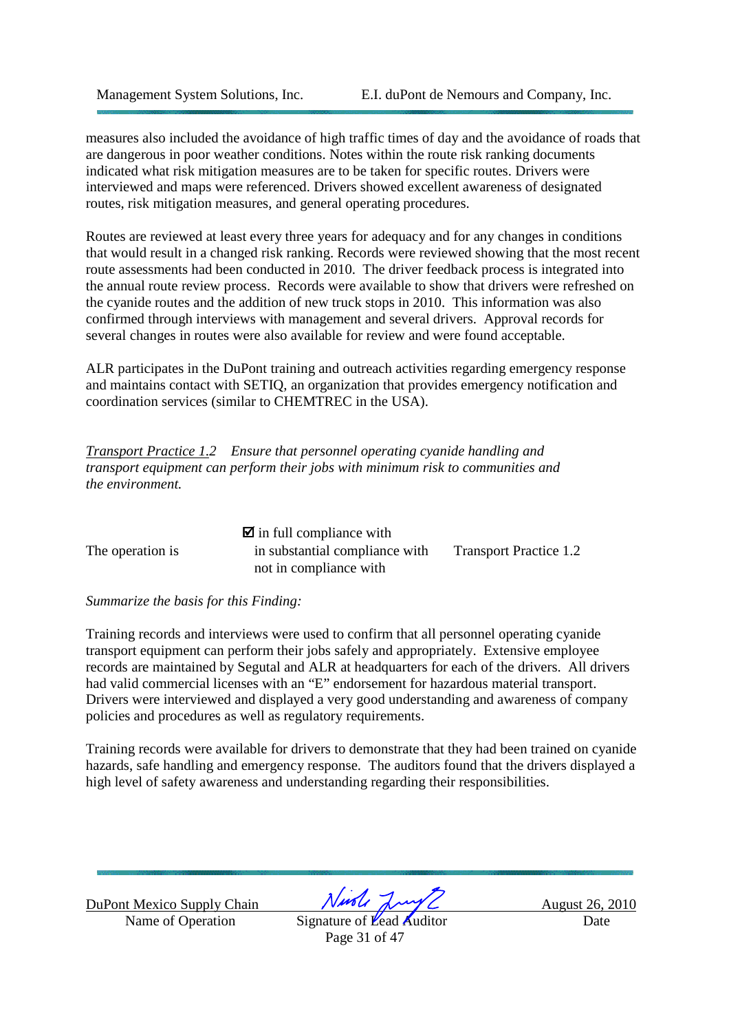measures also included the avoidance of high traffic times of day and the avoidance of roads that are dangerous in poor weather conditions. Notes within the route risk ranking documents indicated what risk mitigation measures are to be taken for specific routes. Drivers were interviewed and maps were referenced. Drivers showed excellent awareness of designated routes, risk mitigation measures, and general operating procedures.

Routes are reviewed at least every three years for adequacy and for any changes in conditions that would result in a changed risk ranking. Records were reviewed showing that the most recent route assessments had been conducted in 2010. The driver feedback process is integrated into the annual route review process. Records were available to show that drivers were refreshed on the cyanide routes and the addition of new truck stops in 2010. This information was also confirmed through interviews with management and several drivers. Approval records for several changes in routes were also available for review and were found acceptable.

ALR participates in the DuPont training and outreach activities regarding emergency response and maintains contact with SETIQ, an organization that provides emergency notification and coordination services (similar to CHEMTREC in the USA).

*Transport Practice 1.2 Ensure that personnel operating cyanide handling and transport equipment can perform their jobs with minimum risk to communities and the environment.*

| | | |
|---|---|---|
| | ☑ in full compliance with | |
| The operation is | in substantial compliance with | Transport Practice 1.2 |
| | not in compliance with | |

*Summarize the basis for this Finding:*

Training records and interviews were used to confirm that all personnel operating cyanide transport equipment can perform their jobs safely and appropriately. Extensive employee records are maintained by Segutal and ALR at headquarters for each of the drivers. All drivers had valid commercial licenses with an "E" endorsement for hazardous material transport. Drivers were interviewed and displayed a very good understanding and awareness of company policies and procedures as well as regulatory requirements.

Training records were available for drivers to demonstrate that they had been trained on cyanide hazards, safe handling and emergency response. The auditors found that the drivers displayed a high level of safety awareness and understanding regarding their responsibilities.

| | | |
|---|---|---|
| DuPont Mexico Supply Chain | | August 26, 2010 |
| Name of Operation | Signature of Lead Auditor | Date |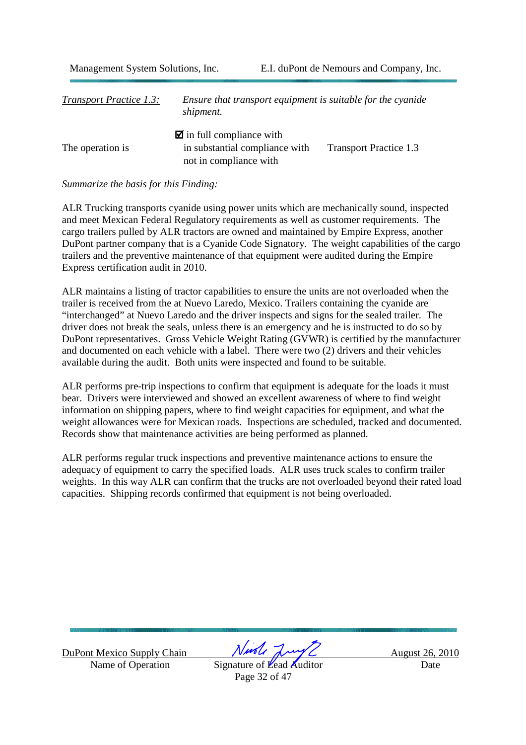*Transport Practice 1.3:* *Ensure that transport equipment is suitable for the cyanide shipment.*

The operation is
☑ in full compliance with
in substantial compliance with
not in compliance with
Transport Practice 1.3

*Summarize the basis for this Finding:*

ALR Trucking transports cyanide using power units which are mechanically sound, inspected and meet Mexican Federal Regulatory requirements as well as customer requirements. The cargo trailers pulled by ALR tractors are owned and maintained by Empire Express, another DuPont partner company that is a Cyanide Code Signatory. The weight capabilities of the cargo trailers and the preventive maintenance of that equipment were audited during the Empire Express certification audit in 2010.

ALR maintains a listing of tractor capabilities to ensure the units are not overloaded when the trailer is received from the at Nuevo Laredo, Mexico. Trailers containing the cyanide are "interchanged" at Nuevo Laredo and the driver inspects and signs for the sealed trailer. The driver does not break the seals, unless there is an emergency and he is instructed to do so by DuPont representatives. Gross Vehicle Weight Rating (GVWR) is certified by the manufacturer and documented on each vehicle with a label. There were two (2) drivers and their vehicles available during the audit. Both units were inspected and found to be suitable.

ALR performs pre-trip inspections to confirm that equipment is adequate for the loads it must bear. Drivers were interviewed and showed an excellent awareness of where to find weight information on shipping papers, where to find weight capacities for equipment, and what the weight allowances were for Mexican roads. Inspections are scheduled, tracked and documented. Records show that maintenance activities are being performed as planned.

ALR performs regular truck inspections and preventive maintenance actions to ensure the adequacy of equipment to carry the specified loads. ALR uses truck scales to confirm trailer weights. In this way ALR can confirm that the trucks are not overloaded beyond their rated load capacities. Shipping records confirmed that equipment is not being overloaded.

DuPont Mexico Supply Chain — Name of Operation
Signature of Lead Auditor
August 26, 2010 — Date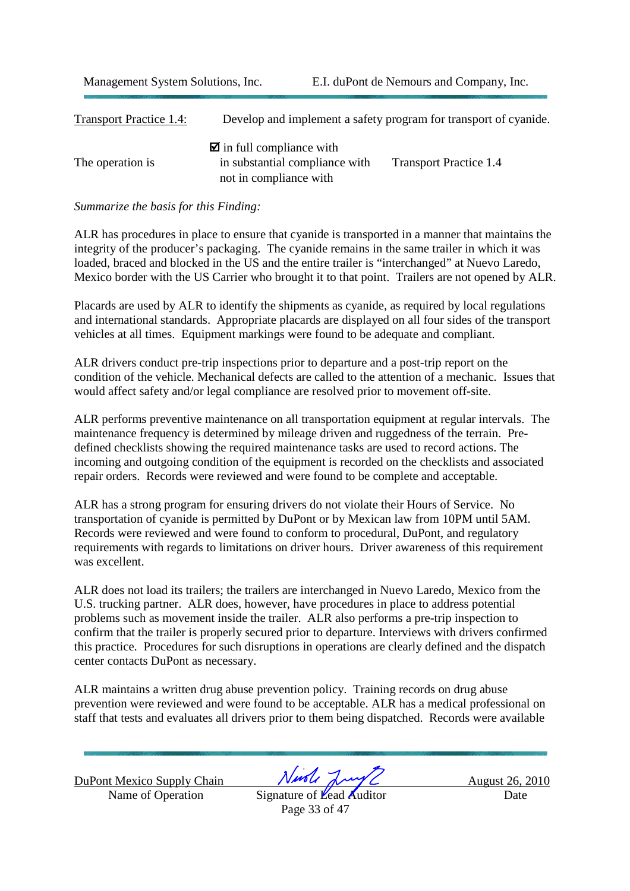Transport Practice 1.4: Develop and implement a safety program for transport of cyanide.

The operation is

☑ in full compliance with
in substantial compliance with
not in compliance with

Transport Practice 1.4

*Summarize the basis for this Finding:*

ALR has procedures in place to ensure that cyanide is transported in a manner that maintains the integrity of the producer's packaging. The cyanide remains in the same trailer in which it was loaded, braced and blocked in the US and the entire trailer is "interchanged" at Nuevo Laredo, Mexico border with the US Carrier who brought it to that point. Trailers are not opened by ALR.

Placards are used by ALR to identify the shipments as cyanide, as required by local regulations and international standards. Appropriate placards are displayed on all four sides of the transport vehicles at all times. Equipment markings were found to be adequate and compliant.

ALR drivers conduct pre-trip inspections prior to departure and a post-trip report on the condition of the vehicle. Mechanical defects are called to the attention of a mechanic. Issues that would affect safety and/or legal compliance are resolved prior to movement off-site.

ALR performs preventive maintenance on all transportation equipment at regular intervals. The maintenance frequency is determined by mileage driven and ruggedness of the terrain. Pre-defined checklists showing the required maintenance tasks are used to record actions. The incoming and outgoing condition of the equipment is recorded on the checklists and associated repair orders. Records were reviewed and were found to be complete and acceptable.

ALR has a strong program for ensuring drivers do not violate their Hours of Service. No transportation of cyanide is permitted by DuPont or by Mexican law from 10PM until 5AM. Records were reviewed and were found to conform to procedural, DuPont, and regulatory requirements with regards to limitations on driver hours. Driver awareness of this requirement was excellent.

ALR does not load its trailers; the trailers are interchanged in Nuevo Laredo, Mexico from the U.S. trucking partner. ALR does, however, have procedures in place to address potential problems such as movement inside the trailer. ALR also performs a pre-trip inspection to confirm that the trailer is properly secured prior to departure. Interviews with drivers confirmed this practice. Procedures for such disruptions in operations are clearly defined and the dispatch center contacts DuPont as necessary.

ALR maintains a written drug abuse prevention policy. Training records on drug abuse prevention were reviewed and were found to be acceptable. ALR has a medical professional on staff that tests and evaluates all drivers prior to them being dispatched. Records were available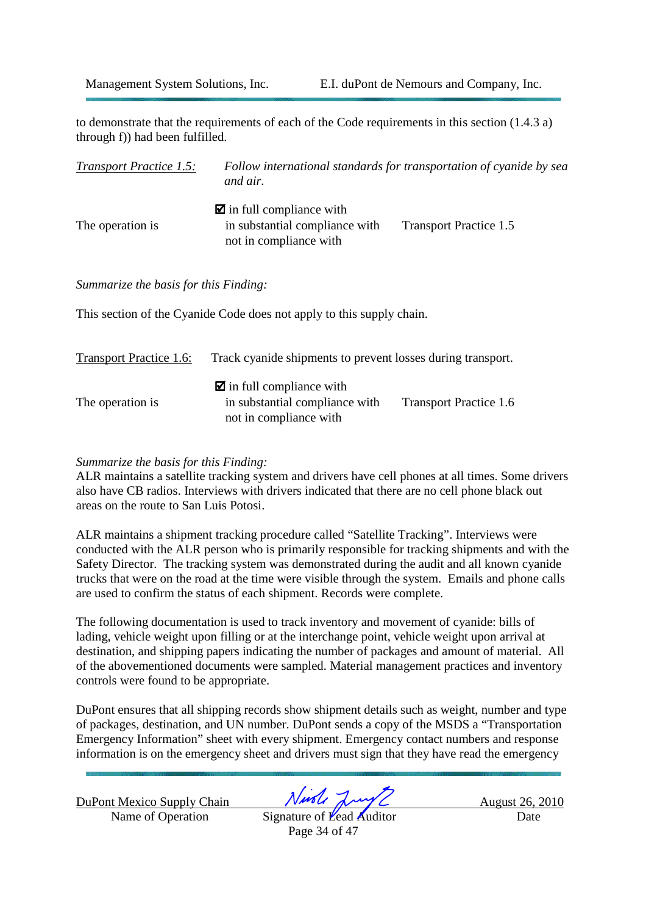to demonstrate that the requirements of each of the Code requirements in this section (1.4.3 a) through f)) had been fulfilled.

*Transport Practice 1.5:* *Follow international standards for transportation of cyanide by sea and air.*

The operation is
- ☑ in full compliance with
- in substantial compliance with
- not in compliance with

Transport Practice 1.5

*Summarize the basis for this Finding:*

This section of the Cyanide Code does not apply to this supply chain.

Transport Practice 1.6: Track cyanide shipments to prevent losses during transport.

The operation is
- ☑ in full compliance with
- in substantial compliance with
- not in compliance with

Transport Practice 1.6

*Summarize the basis for this Finding:*
ALR maintains a satellite tracking system and drivers have cell phones at all times. Some drivers also have CB radios. Interviews with drivers indicated that there are no cell phone black out areas on the route to San Luis Potosi.

ALR maintains a shipment tracking procedure called "Satellite Tracking". Interviews were conducted with the ALR person who is primarily responsible for tracking shipments and with the Safety Director. The tracking system was demonstrated during the audit and all known cyanide trucks that were on the road at the time were visible through the system. Emails and phone calls are used to confirm the status of each shipment. Records were complete.

The following documentation is used to track inventory and movement of cyanide: bills of lading, vehicle weight upon filling or at the interchange point, vehicle weight upon arrival at destination, and shipping papers indicating the number of packages and amount of material. All of the abovementioned documents were sampled. Material management practices and inventory controls were found to be appropriate.

DuPont ensures that all shipping records show shipment details such as weight, number and type of packages, destination, and UN number. DuPont sends a copy of the MSDS a "Transportation Emergency Information" sheet with every shipment. Emergency contact numbers and response information is on the emergency sheet and drivers must sign that they have read the emergency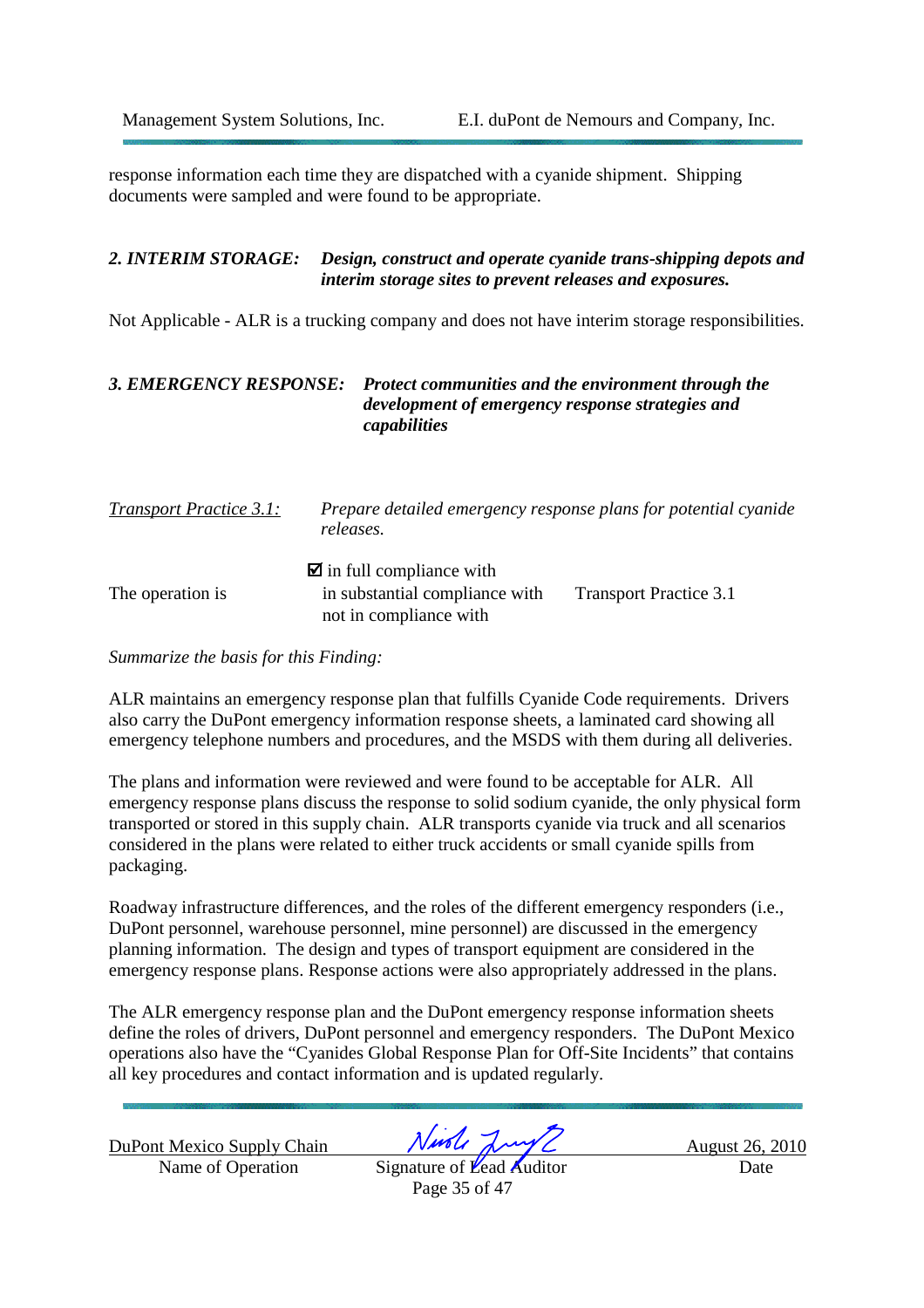response information each time they are dispatched with a cyanide shipment. Shipping documents were sampled and were found to be appropriate.

### *2. INTERIM STORAGE: Design, construct and operate cyanide trans-shipping depots and interim storage sites to prevent releases and exposures.*

Not Applicable - ALR is a trucking company and does not have interim storage responsibilities.

### *3. EMERGENCY RESPONSE: Protect communities and the environment through the development of emergency response strategies and capabilities*

*Transport Practice 3.1:* *Prepare detailed emergency response plans for potential cyanide releases.*

| | | |
|---|---|---|
| | ☑ in full compliance with | |
| The operation is | in substantial compliance with | Transport Practice 3.1 |
| | not in compliance with | |

*Summarize the basis for this Finding:*

ALR maintains an emergency response plan that fulfills Cyanide Code requirements. Drivers also carry the DuPont emergency information response sheets, a laminated card showing all emergency telephone numbers and procedures, and the MSDS with them during all deliveries.

The plans and information were reviewed and were found to be acceptable for ALR. All emergency response plans discuss the response to solid sodium cyanide, the only physical form transported or stored in this supply chain. ALR transports cyanide via truck and all scenarios considered in the plans were related to either truck accidents or small cyanide spills from packaging.

Roadway infrastructure differences, and the roles of the different emergency responders (i.e., DuPont personnel, warehouse personnel, mine personnel) are discussed in the emergency planning information. The design and types of transport equipment are considered in the emergency response plans. Response actions were also appropriately addressed in the plans.

The ALR emergency response plan and the DuPont emergency response information sheets define the roles of drivers, DuPont personnel and emergency responders. The DuPont Mexico operations also have the "Cyanides Global Response Plan for Off-Site Incidents" that contains all key procedures and contact information and is updated regularly.

| | | |
|---|---|---|
| DuPont Mexico Supply Chain | [signature] | August 26, 2010 |
| Name of Operation | Signature of Lead Auditor | Date |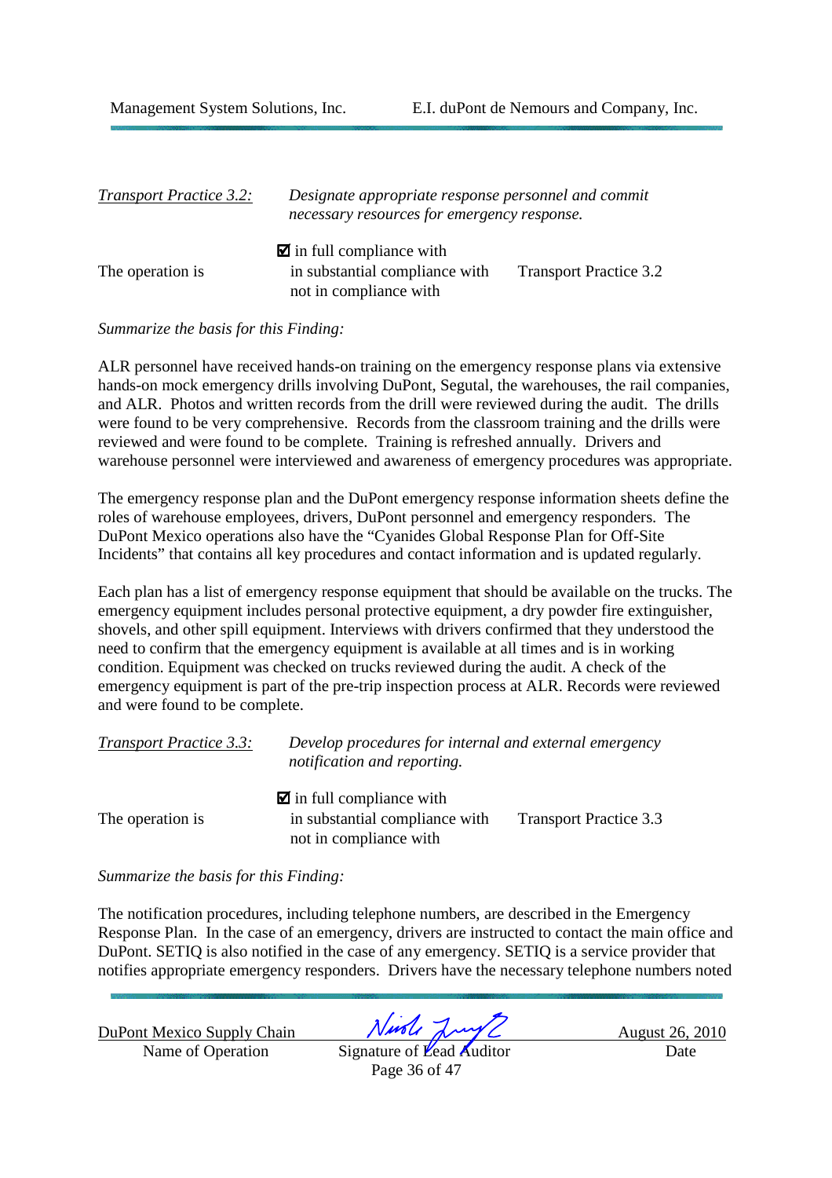*Transport Practice 3.2:* *Designate appropriate response personnel and commit necessary resources for emergency response.*

The operation is

☑ in full compliance with
in substantial compliance with
not in compliance with

Transport Practice 3.2

*Summarize the basis for this Finding:*

ALR personnel have received hands-on training on the emergency response plans via extensive hands-on mock emergency drills involving DuPont, Segutal, the warehouses, the rail companies, and ALR. Photos and written records from the drill were reviewed during the audit. The drills were found to be very comprehensive. Records from the classroom training and the drills were reviewed and were found to be complete. Training is refreshed annually. Drivers and warehouse personnel were interviewed and awareness of emergency procedures was appropriate.

The emergency response plan and the DuPont emergency response information sheets define the roles of warehouse employees, drivers, DuPont personnel and emergency responders. The DuPont Mexico operations also have the "Cyanides Global Response Plan for Off-Site Incidents" that contains all key procedures and contact information and is updated regularly.

Each plan has a list of emergency response equipment that should be available on the trucks. The emergency equipment includes personal protective equipment, a dry powder fire extinguisher, shovels, and other spill equipment. Interviews with drivers confirmed that they understood the need to confirm that the emergency equipment is available at all times and is in working condition. Equipment was checked on trucks reviewed during the audit. A check of the emergency equipment is part of the pre-trip inspection process at ALR. Records were reviewed and were found to be complete.

*Transport Practice 3.3:* *Develop procedures for internal and external emergency notification and reporting.*

The operation is

☑ in full compliance with
in substantial compliance with
not in compliance with

Transport Practice 3.3

*Summarize the basis for this Finding:*

The notification procedures, including telephone numbers, are described in the Emergency Response Plan. In the case of an emergency, drivers are instructed to contact the main office and DuPont. SETIQ is also notified in the case of any emergency. SETIQ is a service provider that notifies appropriate emergency responders. Drivers have the necessary telephone numbers noted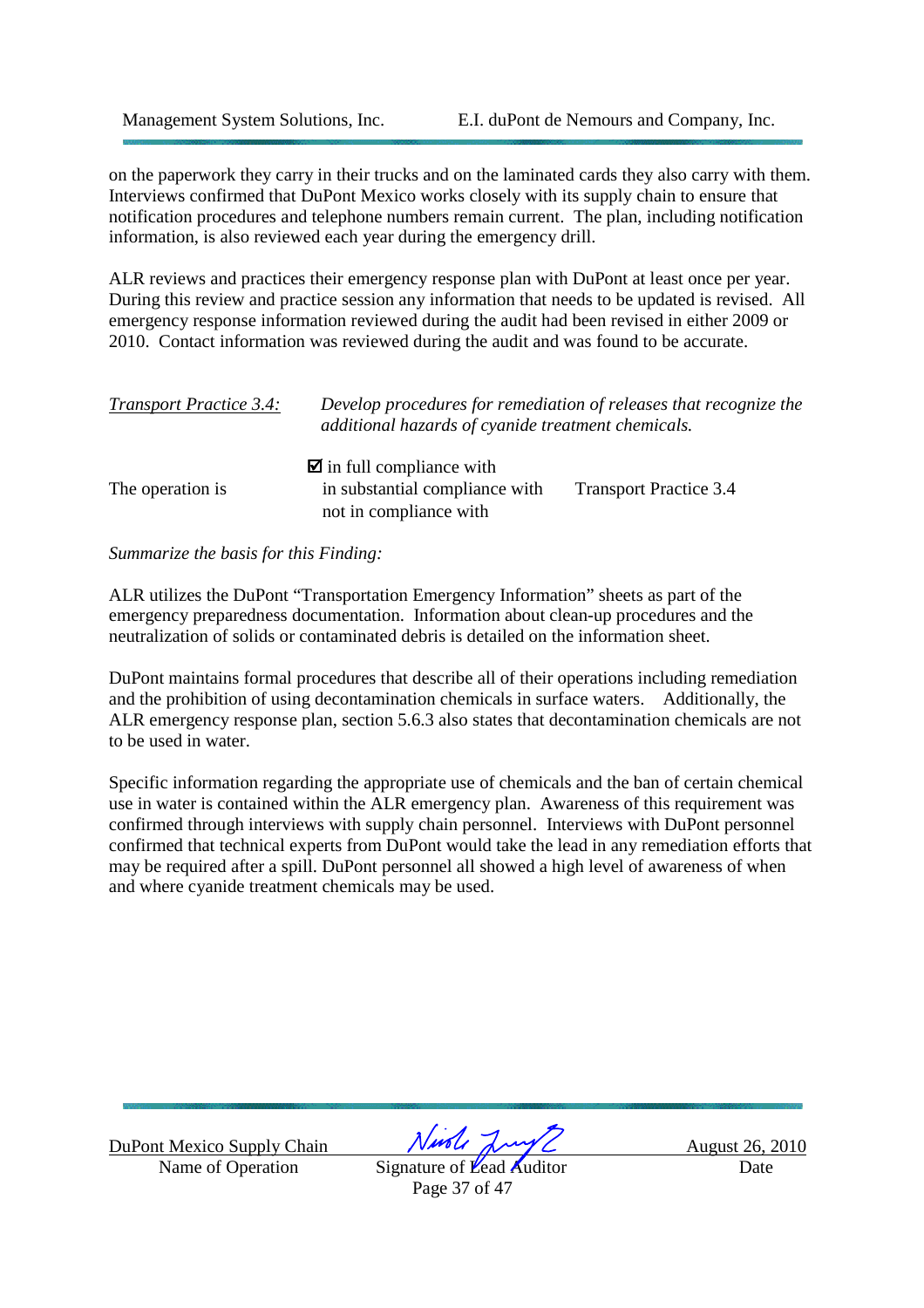on the paperwork they carry in their trucks and on the laminated cards they also carry with them. Interviews confirmed that DuPont Mexico works closely with its supply chain to ensure that notification procedures and telephone numbers remain current. The plan, including notification information, is also reviewed each year during the emergency drill.

ALR reviews and practices their emergency response plan with DuPont at least once per year. During this review and practice session any information that needs to be updated is revised. All emergency response information reviewed during the audit had been revised in either 2009 or 2010. Contact information was reviewed during the audit and was found to be accurate.

<u>*Transport Practice 3.4:*</u> *Develop procedures for remediation of releases that recognize the additional hazards of cyanide treatment chemicals.*

| | | |
|---|---|---|
| The operation is | ☑ in full compliance with<br>in substantial compliance with<br>not in compliance with | Transport Practice 3.4 |

*Summarize the basis for this Finding:*

ALR utilizes the DuPont "Transportation Emergency Information" sheets as part of the emergency preparedness documentation. Information about clean-up procedures and the neutralization of solids or contaminated debris is detailed on the information sheet.

DuPont maintains formal procedures that describe all of their operations including remediation and the prohibition of using decontamination chemicals in surface waters. Additionally, the ALR emergency response plan, section 5.6.3 also states that decontamination chemicals are not to be used in water.

Specific information regarding the appropriate use of chemicals and the ban of certain chemical use in water is contained within the ALR emergency plan. Awareness of this requirement was confirmed through interviews with supply chain personnel. Interviews with DuPont personnel confirmed that technical experts from DuPont would take the lead in any remediation efforts that may be required after a spill. DuPont personnel all showed a high level of awareness of when and where cyanide treatment chemicals may be used.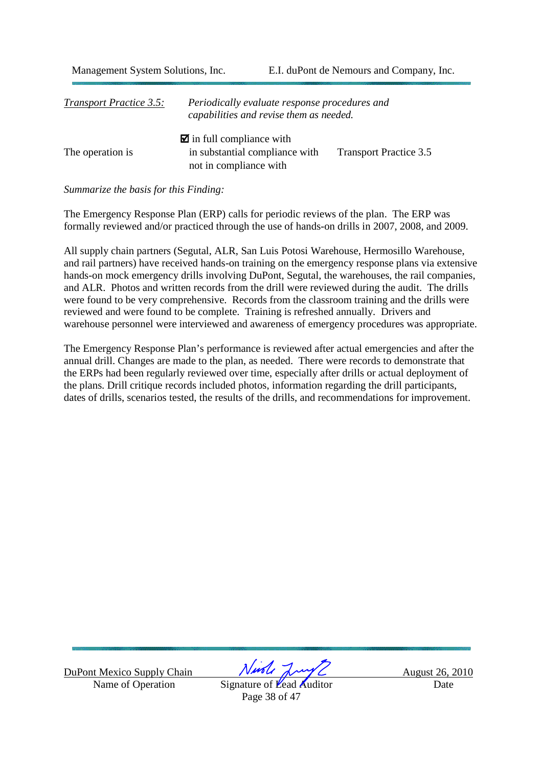*Transport Practice 3.5:* *Periodically evaluate response procedures and capabilities and revise them as needed.*

The operation is

- ☑ in full compliance with
- in substantial compliance with
- not in compliance with

Transport Practice 3.5

*Summarize the basis for this Finding:*

The Emergency Response Plan (ERP) calls for periodic reviews of the plan. The ERP was formally reviewed and/or practiced through the use of hands-on drills in 2007, 2008, and 2009.

All supply chain partners (Segutal, ALR, San Luis Potosi Warehouse, Hermosillo Warehouse, and rail partners) have received hands-on training on the emergency response plans via extensive hands-on mock emergency drills involving DuPont, Segutal, the warehouses, the rail companies, and ALR. Photos and written records from the drill were reviewed during the audit. The drills were found to be very comprehensive. Records from the classroom training and the drills were reviewed and were found to be complete. Training is refreshed annually. Drivers and warehouse personnel were interviewed and awareness of emergency procedures was appropriate.

The Emergency Response Plan's performance is reviewed after actual emergencies and after the annual drill. Changes are made to the plan, as needed. There were records to demonstrate that the ERPs had been regularly reviewed over time, especially after drills or actual deployment of the plans. Drill critique records included photos, information regarding the drill participants, dates of drills, scenarios tested, the results of the drills, and recommendations for improvement.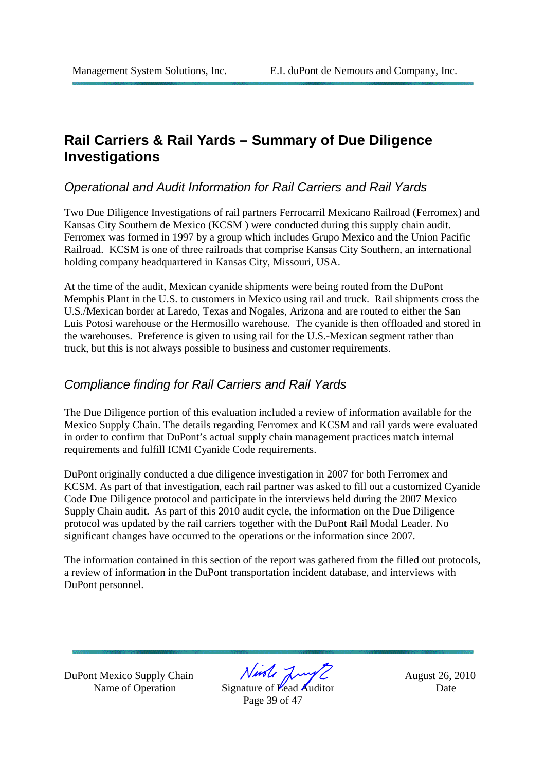# Rail Carriers & Rail Yards – Summary of Due Diligence Investigations

## Operational and Audit Information for Rail Carriers and Rail Yards

Two Due Diligence Investigations of rail partners Ferrocarril Mexicano Railroad (Ferromex) and Kansas City Southern de Mexico (KCSM ) were conducted during this supply chain audit. Ferromex was formed in 1997 by a group which includes Grupo Mexico and the Union Pacific Railroad. KCSM is one of three railroads that comprise Kansas City Southern, an international holding company headquartered in Kansas City, Missouri, USA.

At the time of the audit, Mexican cyanide shipments were being routed from the DuPont Memphis Plant in the U.S. to customers in Mexico using rail and truck. Rail shipments cross the U.S./Mexican border at Laredo, Texas and Nogales, Arizona and are routed to either the San Luis Potosi warehouse or the Hermosillo warehouse. The cyanide is then offloaded and stored in the warehouses. Preference is given to using rail for the U.S.-Mexican segment rather than truck, but this is not always possible to business and customer requirements.

## Compliance finding for Rail Carriers and Rail Yards

The Due Diligence portion of this evaluation included a review of information available for the Mexico Supply Chain. The details regarding Ferromex and KCSM and rail yards were evaluated in order to confirm that DuPont's actual supply chain management practices match internal requirements and fulfill ICMI Cyanide Code requirements.

DuPont originally conducted a due diligence investigation in 2007 for both Ferromex and KCSM. As part of that investigation, each rail partner was asked to fill out a customized Cyanide Code Due Diligence protocol and participate in the interviews held during the 2007 Mexico Supply Chain audit. As part of this 2010 audit cycle, the information on the Due Diligence protocol was updated by the rail carriers together with the DuPont Rail Modal Leader. No significant changes have occurred to the operations or the information since 2007.

The information contained in this section of the report was gathered from the filled out protocols, a review of information in the DuPont transportation incident database, and interviews with DuPont personnel.

DuPont Mexico Supply Chain — Name of Operation

Signature of Lead Auditor

August 26, 2010 — Date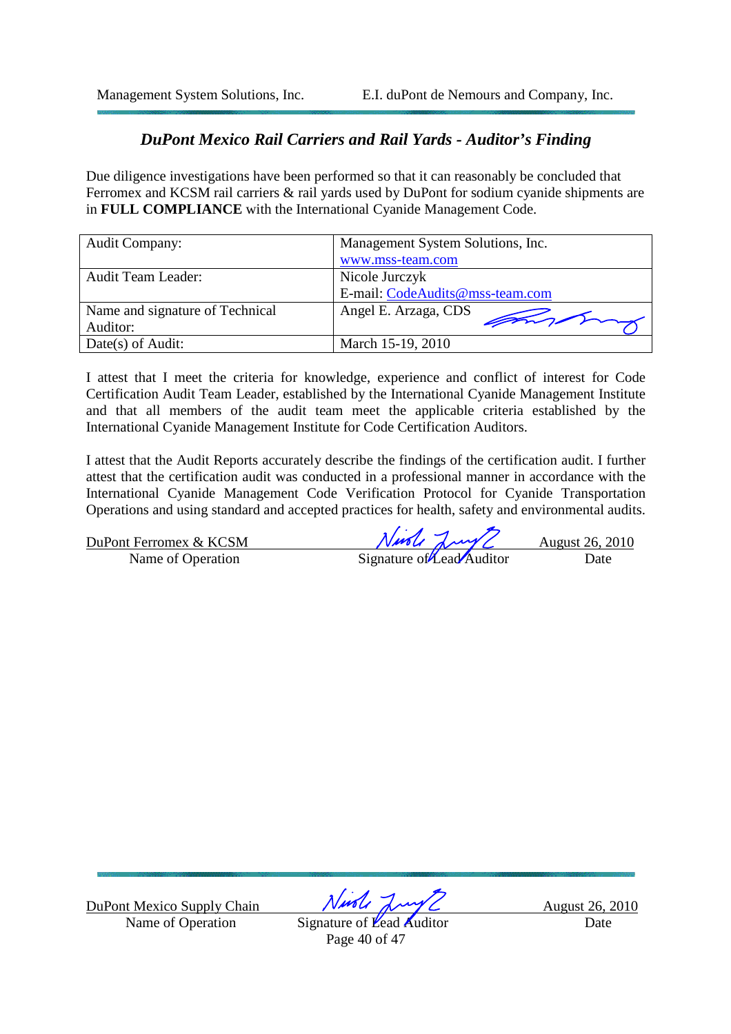## *DuPont Mexico Rail Carriers and Rail Yards - Auditor's Finding*

Due diligence investigations have been performed so that it can reasonably be concluded that Ferromex and KCSM rail carriers & rail yards used by DuPont for sodium cyanide shipments are in **FULL COMPLIANCE** with the International Cyanide Management Code.

| | |
|---|---|
| Audit Company: | Management System Solutions, Inc.<br>www.mss-team.com |
| Audit Team Leader: | Nicole Jurczyk<br>E-mail: CodeAudits@mss-team.com |
| Name and signature of Technical Auditor: | Angel E. Arzaga, CDS |
| Date(s) of Audit: | March 15-19, 2010 |

I attest that I meet the criteria for knowledge, experience and conflict of interest for Code Certification Audit Team Leader, established by the International Cyanide Management Institute and that all members of the audit team meet the applicable criteria established by the International Cyanide Management Institute for Code Certification Auditors.

I attest that the Audit Reports accurately describe the findings of the certification audit. I further attest that the certification audit was conducted in a professional manner in accordance with the International Cyanide Management Code Verification Protocol for Cyanide Transportation Operations and using standard and accepted practices for health, safety and environmental audits.

| | | |
|---|---|---|
| DuPont Ferromex & KCSM | | August 26, 2010 |
| Name of Operation | Signature of Lead Auditor | Date |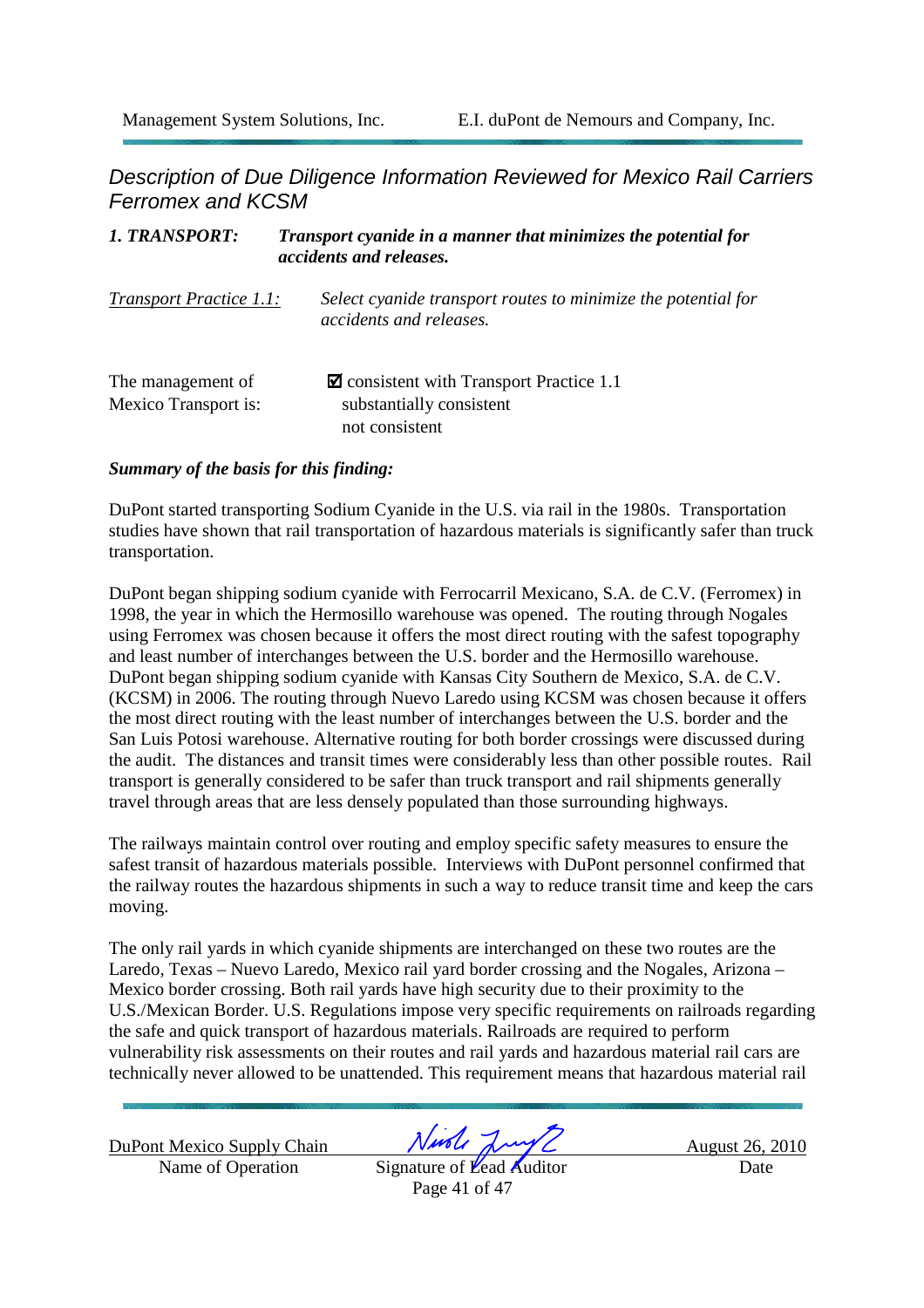## Description of Due Diligence Information Reviewed for Mexico Rail Carriers Ferromex and KCSM

***1. TRANSPORT:*** ***Transport cyanide in a manner that minimizes the potential for accidents and releases.***

*Transport Practice 1.1:* *Select cyanide transport routes to minimize the potential for accidents and releases.*

The management of Mexico Transport is:

☑ consistent with Transport Practice 1.1
substantially consistent
not consistent

***Summary of the basis for this finding:***

DuPont started transporting Sodium Cyanide in the U.S. via rail in the 1980s. Transportation studies have shown that rail transportation of hazardous materials is significantly safer than truck transportation.

DuPont began shipping sodium cyanide with Ferrocarril Mexicano, S.A. de C.V. (Ferromex) in 1998, the year in which the Hermosillo warehouse was opened. The routing through Nogales using Ferromex was chosen because it offers the most direct routing with the safest topography and least number of interchanges between the U.S. border and the Hermosillo warehouse. DuPont began shipping sodium cyanide with Kansas City Southern de Mexico, S.A. de C.V. (KCSM) in 2006. The routing through Nuevo Laredo using KCSM was chosen because it offers the most direct routing with the least number of interchanges between the U.S. border and the San Luis Potosi warehouse. Alternative routing for both border crossings were discussed during the audit. The distances and transit times were considerably less than other possible routes. Rail transport is generally considered to be safer than truck transport and rail shipments generally travel through areas that are less densely populated than those surrounding highways.

The railways maintain control over routing and employ specific safety measures to ensure the safest transit of hazardous materials possible. Interviews with DuPont personnel confirmed that the railway routes the hazardous shipments in such a way to reduce transit time and keep the cars moving.

The only rail yards in which cyanide shipments are interchanged on these two routes are the Laredo, Texas – Nuevo Laredo, Mexico rail yard border crossing and the Nogales, Arizona – Mexico border crossing. Both rail yards have high security due to their proximity to the U.S./Mexican Border. U.S. Regulations impose very specific requirements on railroads regarding the safe and quick transport of hazardous materials. Railroads are required to perform vulnerability risk assessments on their routes and rail yards and hazardous material rail cars are technically never allowed to be unattended. This requirement means that hazardous material rail

DuPont Mexico Supply Chain
Name of Operation

Signature of Lead Auditor

August 26, 2010
Date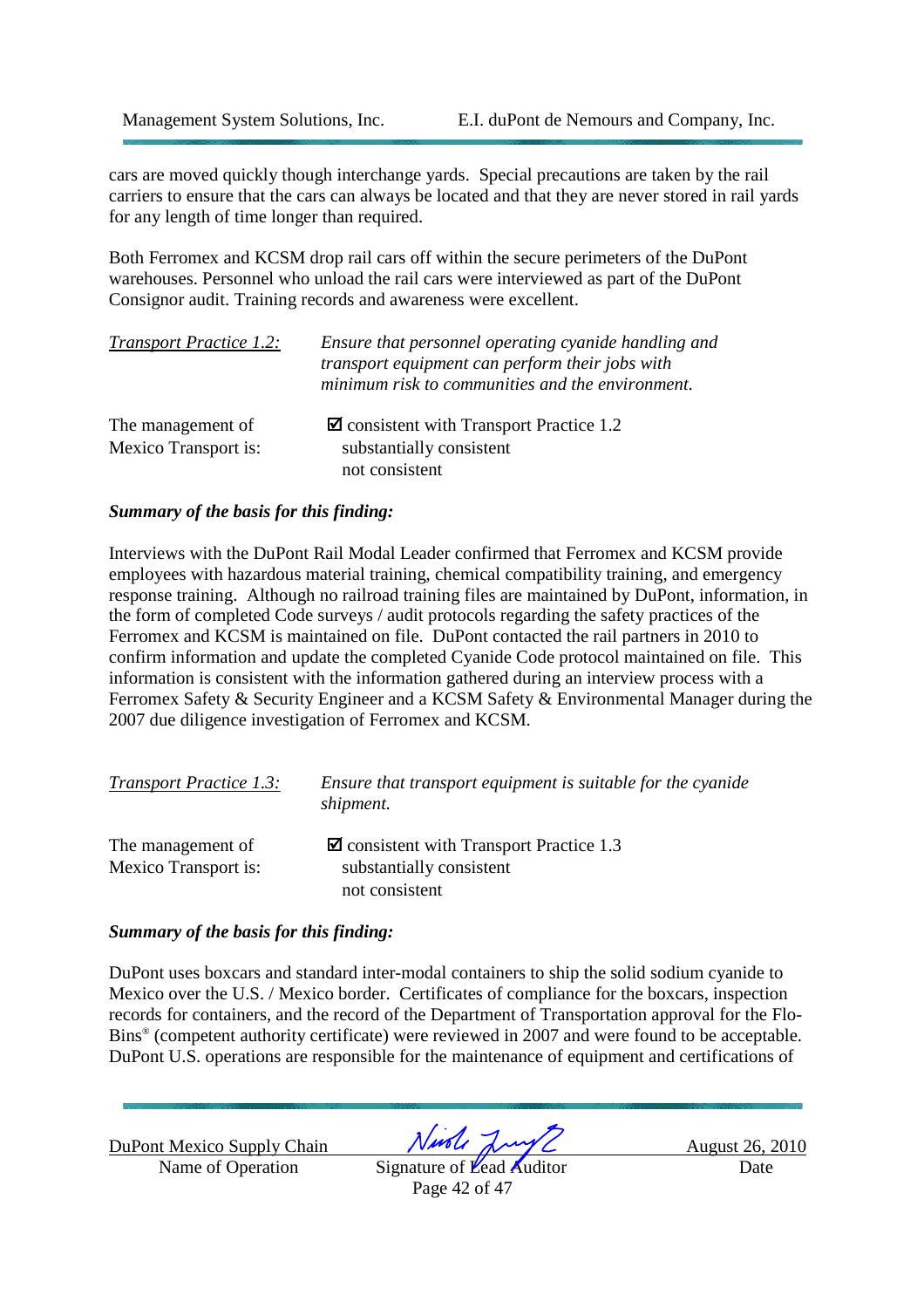cars are moved quickly though interchange yards. Special precautions are taken by the rail carriers to ensure that the cars can always be located and that they are never stored in rail yards for any length of time longer than required.

Both Ferromex and KCSM drop rail cars off within the secure perimeters of the DuPont warehouses. Personnel who unload the rail cars were interviewed as part of the DuPont Consignor audit. Training records and awareness were excellent.

| | |
|---|---|
| *Transport Practice 1.2:* | *Ensure that personnel operating cyanide handling and transport equipment can perform their jobs with minimum risk to communities and the environment.* |
| The management of Mexico Transport is: | ☑ consistent with Transport Practice 1.2<br>substantially consistent<br>not consistent |

***Summary of the basis for this finding:***

Interviews with the DuPont Rail Modal Leader confirmed that Ferromex and KCSM provide employees with hazardous material training, chemical compatibility training, and emergency response training. Although no railroad training files are maintained by DuPont, information, in the form of completed Code surveys / audit protocols regarding the safety practices of the Ferromex and KCSM is maintained on file. DuPont contacted the rail partners in 2010 to confirm information and update the completed Cyanide Code protocol maintained on file. This information is consistent with the information gathered during an interview process with a Ferromex Safety & Security Engineer and a KCSM Safety & Environmental Manager during the 2007 due diligence investigation of Ferromex and KCSM.

| | |
|---|---|
| *Transport Practice 1.3:* | *Ensure that transport equipment is suitable for the cyanide shipment.* |
| The management of Mexico Transport is: | ☑ consistent with Transport Practice 1.3<br>substantially consistent<br>not consistent |

***Summary of the basis for this finding:***

DuPont uses boxcars and standard inter-modal containers to ship the solid sodium cyanide to Mexico over the U.S. / Mexico border. Certificates of compliance for the boxcars, inspection records for containers, and the record of the Department of Transportation approval for the Flo-Bins® (competent authority certificate) were reviewed in 2007 and were found to be acceptable. DuPont U.S. operations are responsible for the maintenance of equipment and certifications of

| DuPont Mexico Supply Chain | | August 26, 2010 |
|---|---|---|
| Name of Operation | Signature of Lead Auditor | Date |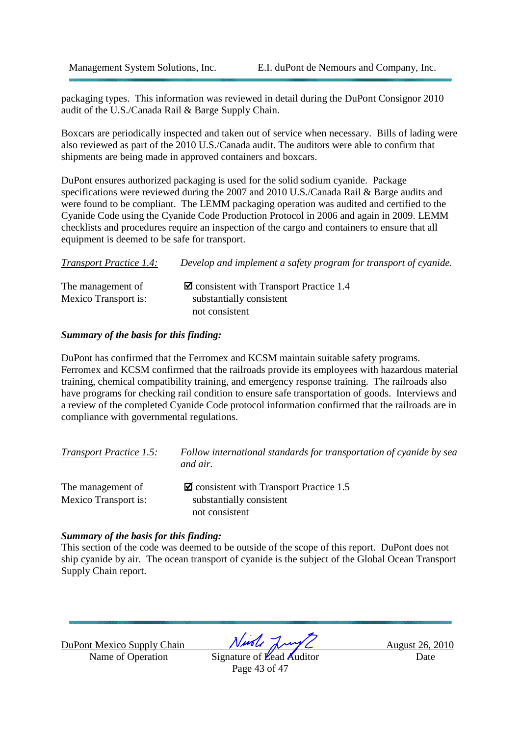packaging types. This information was reviewed in detail during the DuPont Consignor 2010 audit of the U.S./Canada Rail & Barge Supply Chain.

Boxcars are periodically inspected and taken out of service when necessary. Bills of lading were also reviewed as part of the 2010 U.S./Canada audit. The auditors were able to confirm that shipments are being made in approved containers and boxcars.

DuPont ensures authorized packaging is used for the solid sodium cyanide. Package specifications were reviewed during the 2007 and 2010 U.S./Canada Rail & Barge audits and were found to be compliant. The LEMM packaging operation was audited and certified to the Cyanide Code using the Cyanide Code Production Protocol in 2006 and again in 2009. LEMM checklists and procedures require an inspection of the cargo and containers to ensure that all equipment is deemed to be safe for transport.

<u>*Transport Practice 1.4:*</u> *Develop and implement a safety program for transport of cyanide.*

The management of Mexico Transport is:

- ☑ consistent with Transport Practice 1.4
- substantially consistent
- not consistent

***Summary of the basis for this finding:***

DuPont has confirmed that the Ferromex and KCSM maintain suitable safety programs. Ferromex and KCSM confirmed that the railroads provide its employees with hazardous material training, chemical compatibility training, and emergency response training. The railroads also have programs for checking rail condition to ensure safe transportation of goods. Interviews and a review of the completed Cyanide Code protocol information confirmed that the railroads are in compliance with governmental regulations.

<u>*Transport Practice 1.5:*</u> *Follow international standards for transportation of cyanide by sea and air.*

The management of Mexico Transport is:

- ☑ consistent with Transport Practice 1.5
- substantially consistent
- not consistent

***Summary of the basis for this finding:***

This section of the code was deemed to be outside of the scope of this report. DuPont does not ship cyanide by air. The ocean transport of cyanide is the subject of the Global Ocean Transport Supply Chain report.

| | | |
|---|---|---|
| DuPont Mexico Supply Chain | [signature] | August 26, 2010 |
| Name of Operation | Signature of Lead Auditor | Date |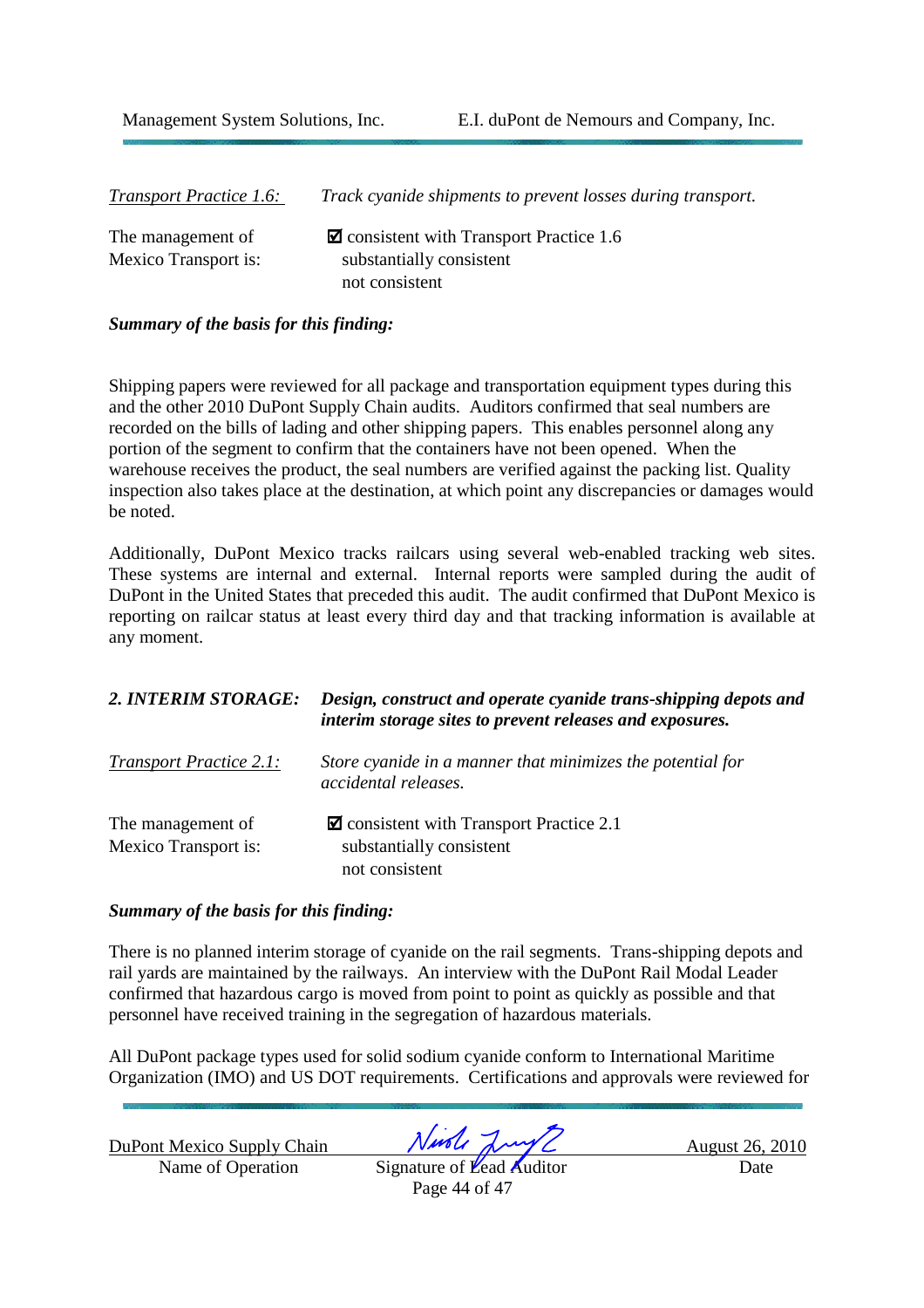*Transport Practice 1.6:* *Track cyanide shipments to prevent losses during transport.*

The management of Mexico Transport is:

☑ consistent with Transport Practice 1.6
substantially consistent
not consistent

***Summary of the basis for this finding:***

Shipping papers were reviewed for all package and transportation equipment types during this and the other 2010 DuPont Supply Chain audits. Auditors confirmed that seal numbers are recorded on the bills of lading and other shipping papers. This enables personnel along any portion of the segment to confirm that the containers have not been opened. When the warehouse receives the product, the seal numbers are verified against the packing list. Quality inspection also takes place at the destination, at which point any discrepancies or damages would be noted.

Additionally, DuPont Mexico tracks railcars using several web-enabled tracking web sites. These systems are internal and external. Internal reports were sampled during the audit of DuPont in the United States that preceded this audit. The audit confirmed that DuPont Mexico is reporting on railcar status at least every third day and that tracking information is available at any moment.

***2. INTERIM STORAGE:*** ***Design, construct and operate cyanide trans-shipping depots and interim storage sites to prevent releases and exposures.***

*Transport Practice 2.1:* *Store cyanide in a manner that minimizes the potential for accidental releases.*

The management of Mexico Transport is:

☑ consistent with Transport Practice 2.1
substantially consistent
not consistent

***Summary of the basis for this finding:***

There is no planned interim storage of cyanide on the rail segments. Trans-shipping depots and rail yards are maintained by the railways. An interview with the DuPont Rail Modal Leader confirmed that hazardous cargo is moved from point to point as quickly as possible and that personnel have received training in the segregation of hazardous materials.

All DuPont package types used for solid sodium cyanide conform to International Maritime Organization (IMO) and US DOT requirements. Certifications and approvals were reviewed for

DuPont Mexico Supply Chain — Name of Operation
Signature of Lead Auditor
August 26, 2010 — Date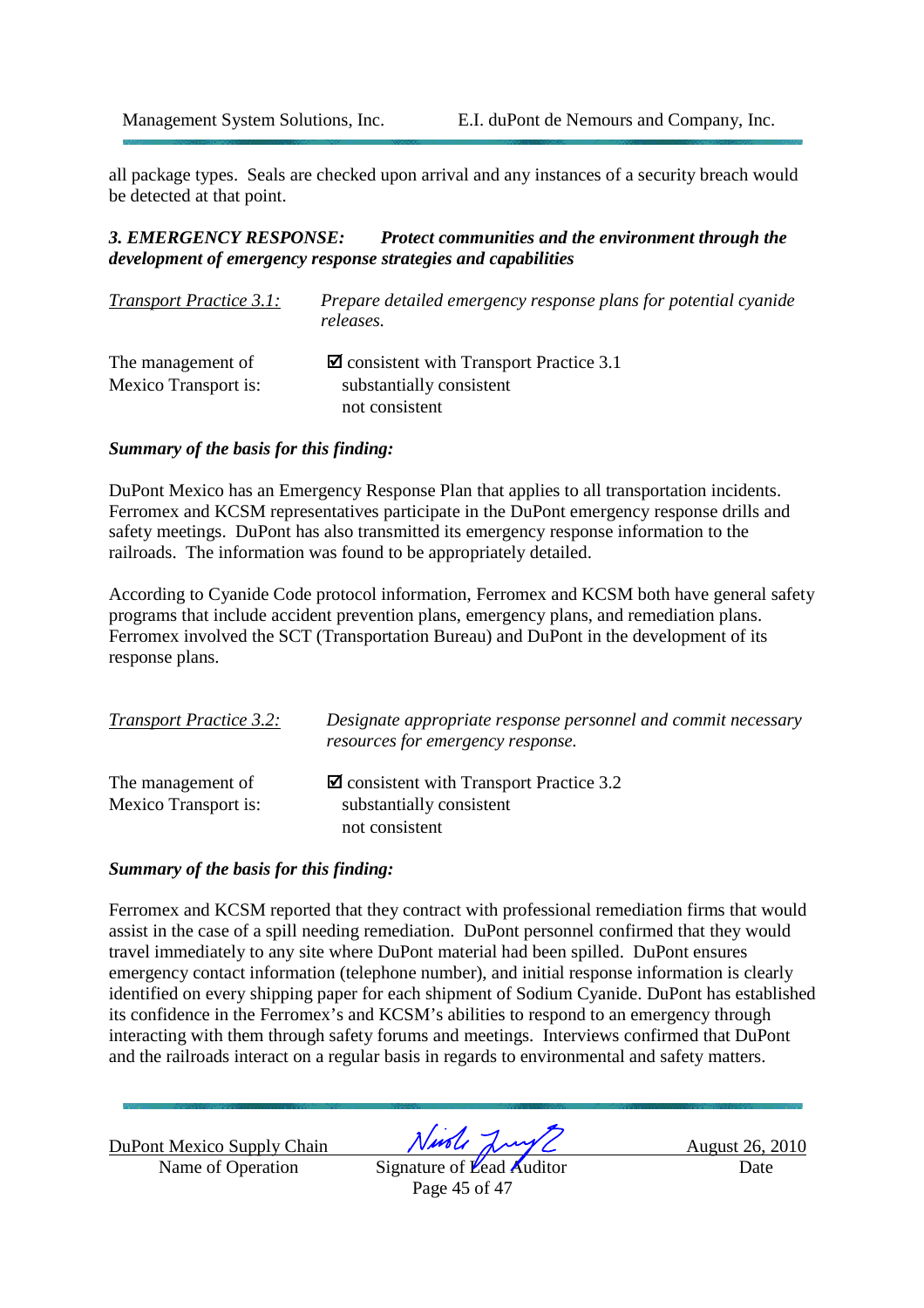all package types. Seals are checked upon arrival and any instances of a security breach would be detected at that point.

***3. EMERGENCY RESPONSE: Protect communities and the environment through the development of emergency response strategies and capabilities***

| *Transport Practice 3.1:* | *Prepare detailed emergency response plans for potential cyanide releases.* |
|---|---|
| The management of Mexico Transport is: | ☑ consistent with Transport Practice 3.1<br>substantially consistent<br>not consistent |

***Summary of the basis for this finding:***

DuPont Mexico has an Emergency Response Plan that applies to all transportation incidents. Ferromex and KCSM representatives participate in the DuPont emergency response drills and safety meetings. DuPont has also transmitted its emergency response information to the railroads. The information was found to be appropriately detailed.

According to Cyanide Code protocol information, Ferromex and KCSM both have general safety programs that include accident prevention plans, emergency plans, and remediation plans. Ferromex involved the SCT (Transportation Bureau) and DuPont in the development of its response plans.

| *Transport Practice 3.2:* | *Designate appropriate response personnel and commit necessary resources for emergency response.* |
|---|---|
| The management of Mexico Transport is: | ☑ consistent with Transport Practice 3.2<br>substantially consistent<br>not consistent |

***Summary of the basis for this finding:***

Ferromex and KCSM reported that they contract with professional remediation firms that would assist in the case of a spill needing remediation. DuPont personnel confirmed that they would travel immediately to any site where DuPont material had been spilled. DuPont ensures emergency contact information (telephone number), and initial response information is clearly identified on every shipping paper for each shipment of Sodium Cyanide. DuPont has established its confidence in the Ferromex's and KCSM's abilities to respond to an emergency through interacting with them through safety forums and meetings. Interviews confirmed that DuPont and the railroads interact on a regular basis in regards to environmental and safety matters.

| DuPont Mexico Supply Chain | Nicole Jurczyk | August 26, 2010 |
|---|---|---|
| Name of Operation | Signature of Lead Auditor | Date |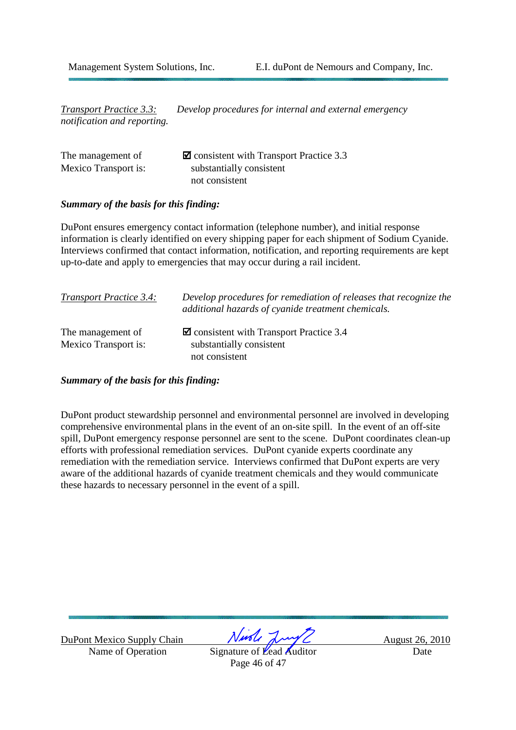*Transport Practice 3.3:* *Develop procedures for internal and external emergency notification and reporting.*

The management of Mexico Transport is:

☑ consistent with Transport Practice 3.3
substantially consistent
not consistent

***Summary of the basis for this finding:***

DuPont ensures emergency contact information (telephone number), and initial response information is clearly identified on every shipping paper for each shipment of Sodium Cyanide. Interviews confirmed that contact information, notification, and reporting requirements are kept up-to-date and apply to emergencies that may occur during a rail incident.

*Transport Practice 3.4:* *Develop procedures for remediation of releases that recognize the additional hazards of cyanide treatment chemicals.*

The management of Mexico Transport is:

☑ consistent with Transport Practice 3.4
substantially consistent
not consistent

***Summary of the basis for this finding:***

DuPont product stewardship personnel and environmental personnel are involved in developing comprehensive environmental plans in the event of an on-site spill. In the event of an off-site spill, DuPont emergency response personnel are sent to the scene. DuPont coordinates clean-up efforts with professional remediation services. DuPont cyanide experts coordinate any remediation with the remediation service. Interviews confirmed that DuPont experts are very aware of the additional hazards of cyanide treatment chemicals and they would communicate these hazards to necessary personnel in the event of a spill.

| DuPont Mexico Supply Chain | [signature] | August 26, 2010 |
|---|---|---|
| Name of Operation | Signature of Lead Auditor | Date |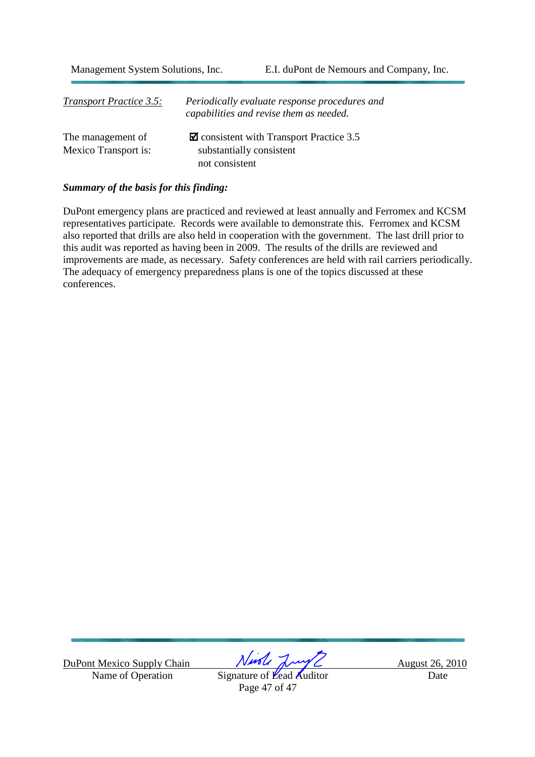*Transport Practice 3.5:* *Periodically evaluate response procedures and capabilities and revise them as needed.*

The management of Mexico Transport is:

☑ consistent with Transport Practice 3.5
substantially consistent
not consistent

***Summary of the basis for this finding:***

DuPont emergency plans are practiced and reviewed at least annually and Ferromex and KCSM representatives participate. Records were available to demonstrate this. Ferromex and KCSM also reported that drills are also held in cooperation with the government. The last drill prior to this audit was reported as having been in 2009. The results of the drills are reviewed and improvements are made, as necessary. Safety conferences are held with rail carriers periodically. The adequacy of emergency preparedness plans is one of the topics discussed at these conferences.

| DuPont Mexico Supply Chain | [signature] | August 26, 2010 |
|---|---|---|
| Name of Operation | Signature of Lead Auditor | Date |